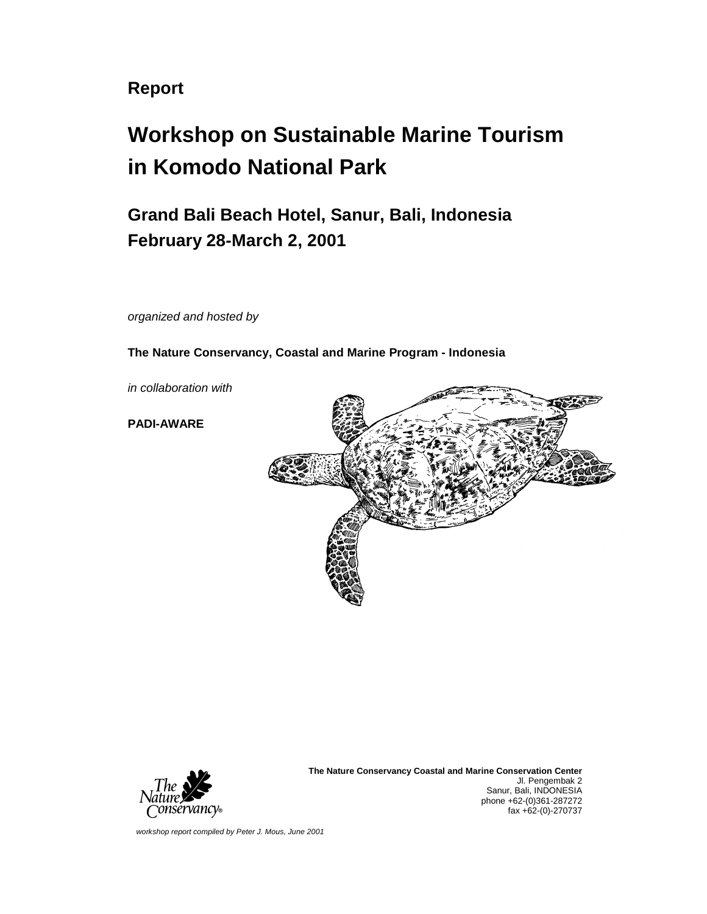**Report**

# Workshop on Sustainable Marine Tourism in Komodo National Park

## Grand Bali Beach Hotel, Sanur, Bali, Indonesia
## February 28-March 2, 2001

*organized and hosted by*

**The Nature Conservancy, Coastal and Marine Program - Indonesia**

*in collaboration with*

**PADI-AWARE**

**The Nature Conservancy Coastal and Marine Conservation Center**
Jl. Pengembak 2
Sanur, Bali, INDONESIA
phone +62-(0)361-287272
fax +62-(0)-270737

*workshop report compiled by Peter J. Mous, June 2001*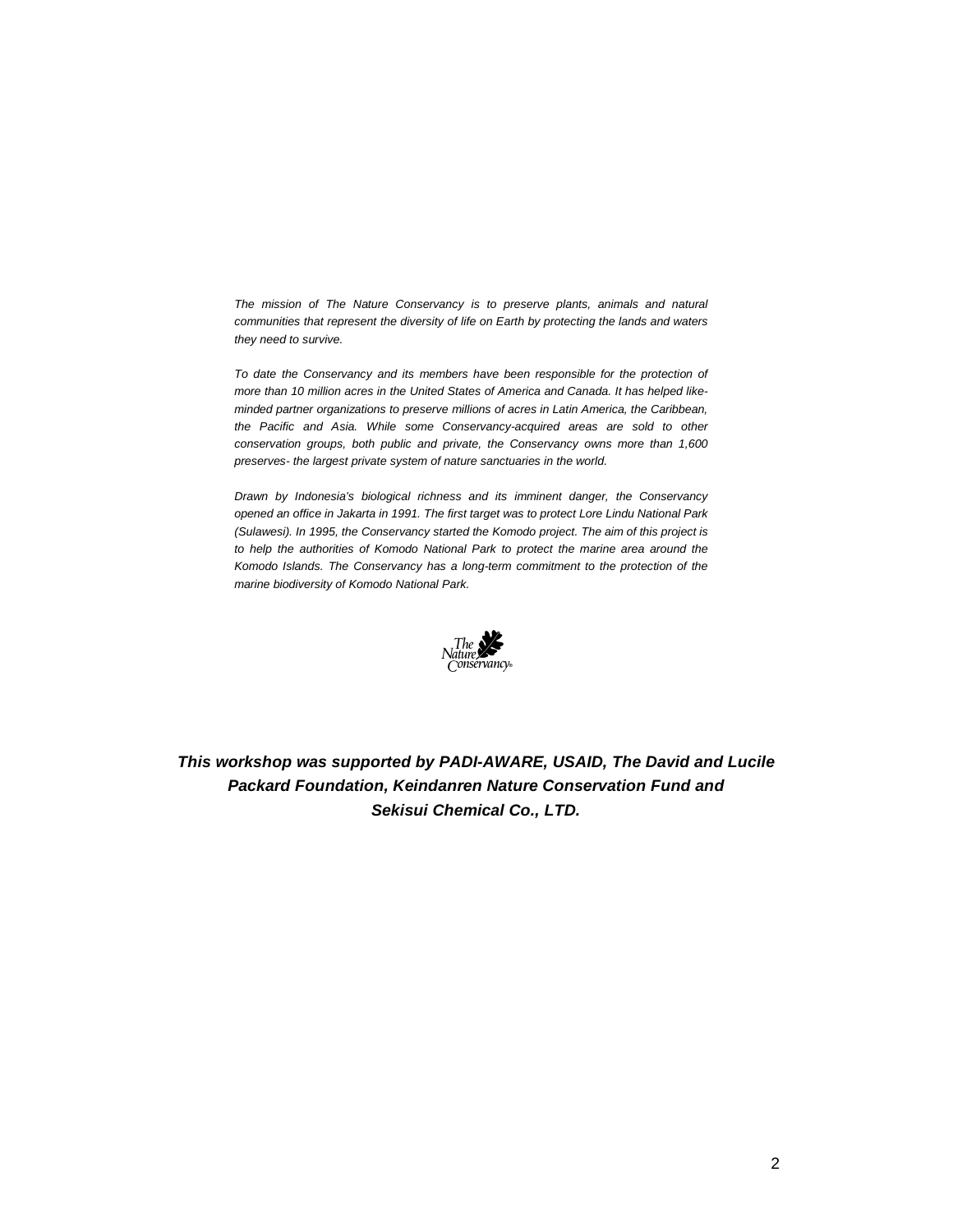*The mission of The Nature Conservancy is to preserve plants, animals and natural communities that represent the diversity of life on Earth by protecting the lands and waters they need to survive.*

*To date the Conservancy and its members have been responsible for the protection of more than 10 million acres in the United States of America and Canada. It has helped like-minded partner organizations to preserve millions of acres in Latin America, the Caribbean, the Pacific and Asia. While some Conservancy-acquired areas are sold to other conservation groups, both public and private, the Conservancy owns more than 1,600 preserves- the largest private system of nature sanctuaries in the world.*

*Drawn by Indonesia's biological richness and its imminent danger, the Conservancy opened an office in Jakarta in 1991. The first target was to protect Lore Lindu National Park (Sulawesi). In 1995, the Conservancy started the Komodo project. The aim of this project is to help the authorities of Komodo National Park to protect the marine area around the Komodo Islands. The Conservancy has a long-term commitment to the protection of the marine biodiversity of Komodo National Park.*

The Nature Conservancy®

***This workshop was supported by PADI-AWARE, USAID, The David and Lucile Packard Foundation, Keindanren Nature Conservation Fund and Sekisui Chemical Co., LTD.***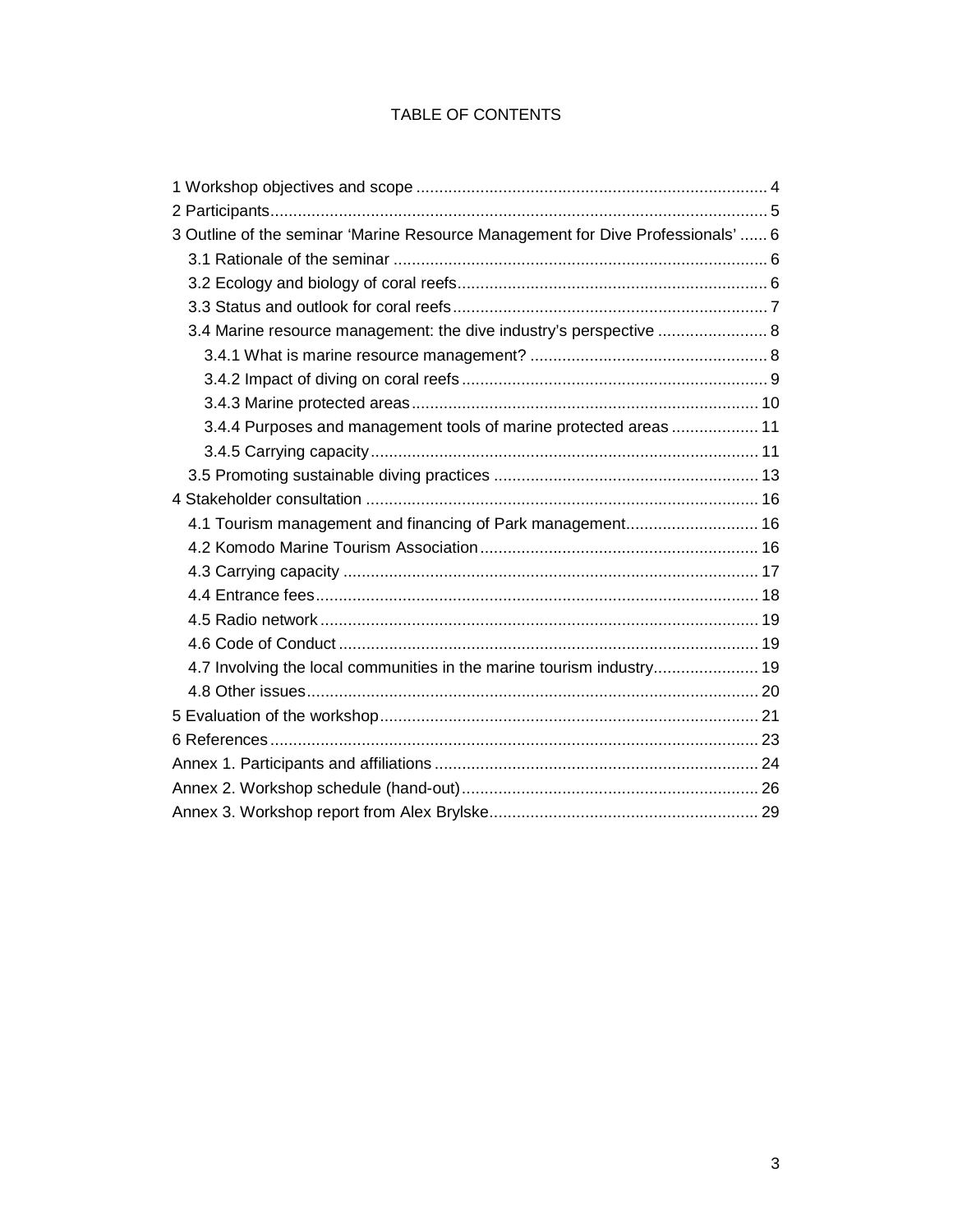# TABLE OF CONTENTS

1 Workshop objectives and scope ............................................................................ 4
2 Participants............................................................................................................ 5
3 Outline of the seminar 'Marine Resource Management for Dive Professionals' ...... 6
  3.1 Rationale of the seminar ................................................................................. 6
  3.2 Ecology and biology of coral reefs................................................................... 6
  3.3 Status and outlook for coral reefs.................................................................... 7
  3.4 Marine resource management: the dive industry's perspective ........................ 8
    3.4.1 What is marine resource management? ................................................... 8
    3.4.2 Impact of diving on coral reefs .................................................................. 9
    3.4.3 Marine protected areas........................................................................... 10
    3.4.4 Purposes and management tools of marine protected areas ................... 11
    3.4.5 Carrying capacity.................................................................................... 11
  3.5 Promoting sustainable diving practices .......................................................... 13
4 Stakeholder consultation ...................................................................................... 16
  4.1 Tourism management and financing of Park management............................ 16
  4.2 Komodo Marine Tourism Association............................................................. 16
  4.3 Carrying capacity .......................................................................................... 17
  4.4 Entrance fees................................................................................................ 18
  4.5 Radio network ............................................................................................... 19
  4.6 Code of Conduct ........................................................................................... 19
  4.7 Involving the local communities in the marine tourism industry....................... 19
  4.8 Other issues.................................................................................................. 20
5 Evaluation of the workshop................................................................................... 21
6 References........................................................................................................... 23
Annex 1. Participants and affiliations ...................................................................... 24
Annex 2. Workshop schedule (hand-out)................................................................. 26
Annex 3. Workshop report from Alex Brylske........................................................... 29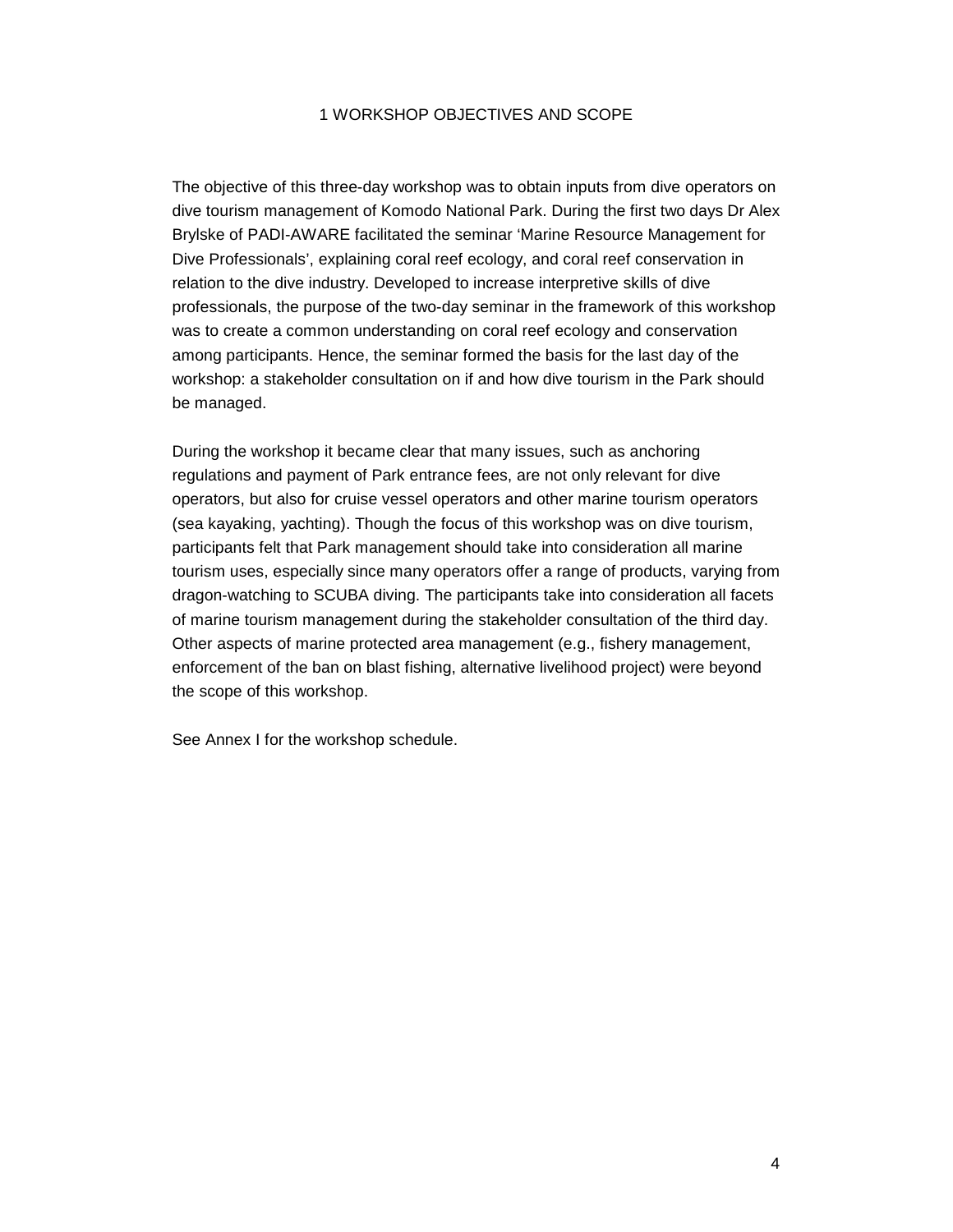# 1 WORKSHOP OBJECTIVES AND SCOPE

The objective of this three-day workshop was to obtain inputs from dive operators on dive tourism management of Komodo National Park. During the first two days Dr Alex Brylske of PADI-AWARE facilitated the seminar 'Marine Resource Management for Dive Professionals', explaining coral reef ecology, and coral reef conservation in relation to the dive industry. Developed to increase interpretive skills of dive professionals, the purpose of the two-day seminar in the framework of this workshop was to create a common understanding on coral reef ecology and conservation among participants. Hence, the seminar formed the basis for the last day of the workshop: a stakeholder consultation on if and how dive tourism in the Park should be managed.

During the workshop it became clear that many issues, such as anchoring regulations and payment of Park entrance fees, are not only relevant for dive operators, but also for cruise vessel operators and other marine tourism operators (sea kayaking, yachting). Though the focus of this workshop was on dive tourism, participants felt that Park management should take into consideration all marine tourism uses, especially since many operators offer a range of products, varying from dragon-watching to SCUBA diving. The participants take into consideration all facets of marine tourism management during the stakeholder consultation of the third day. Other aspects of marine protected area management (e.g., fishery management, enforcement of the ban on blast fishing, alternative livelihood project) were beyond the scope of this workshop.

See Annex I for the workshop schedule.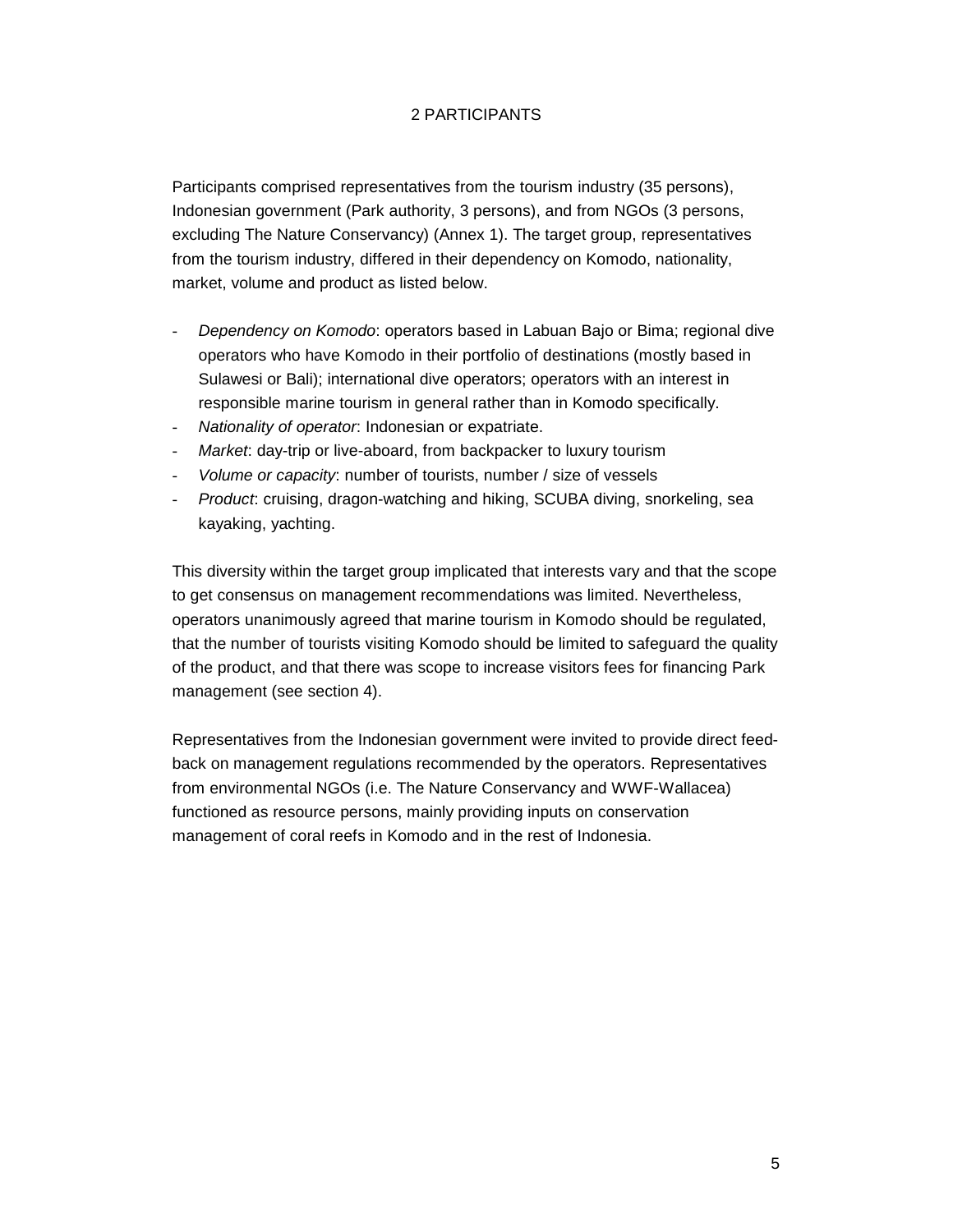# 2 PARTICIPANTS

Participants comprised representatives from the tourism industry (35 persons), Indonesian government (Park authority, 3 persons), and from NGOs (3 persons, excluding The Nature Conservancy) (Annex 1). The target group, representatives from the tourism industry, differed in their dependency on Komodo, nationality, market, volume and product as listed below.

- *Dependency on Komodo*: operators based in Labuan Bajo or Bima; regional dive operators who have Komodo in their portfolio of destinations (mostly based in Sulawesi or Bali); international dive operators; operators with an interest in responsible marine tourism in general rather than in Komodo specifically.
- *Nationality of operator*: Indonesian or expatriate.
- *Market*: day-trip or live-aboard, from backpacker to luxury tourism
- *Volume or capacity*: number of tourists, number / size of vessels
- *Product*: cruising, dragon-watching and hiking, SCUBA diving, snorkeling, sea kayaking, yachting.

This diversity within the target group implicated that interests vary and that the scope to get consensus on management recommendations was limited. Nevertheless, operators unanimously agreed that marine tourism in Komodo should be regulated, that the number of tourists visiting Komodo should be limited to safeguard the quality of the product, and that there was scope to increase visitors fees for financing Park management (see section 4).

Representatives from the Indonesian government were invited to provide direct feed-back on management regulations recommended by the operators. Representatives from environmental NGOs (i.e. The Nature Conservancy and WWF-Wallacea) functioned as resource persons, mainly providing inputs on conservation management of coral reefs in Komodo and in the rest of Indonesia.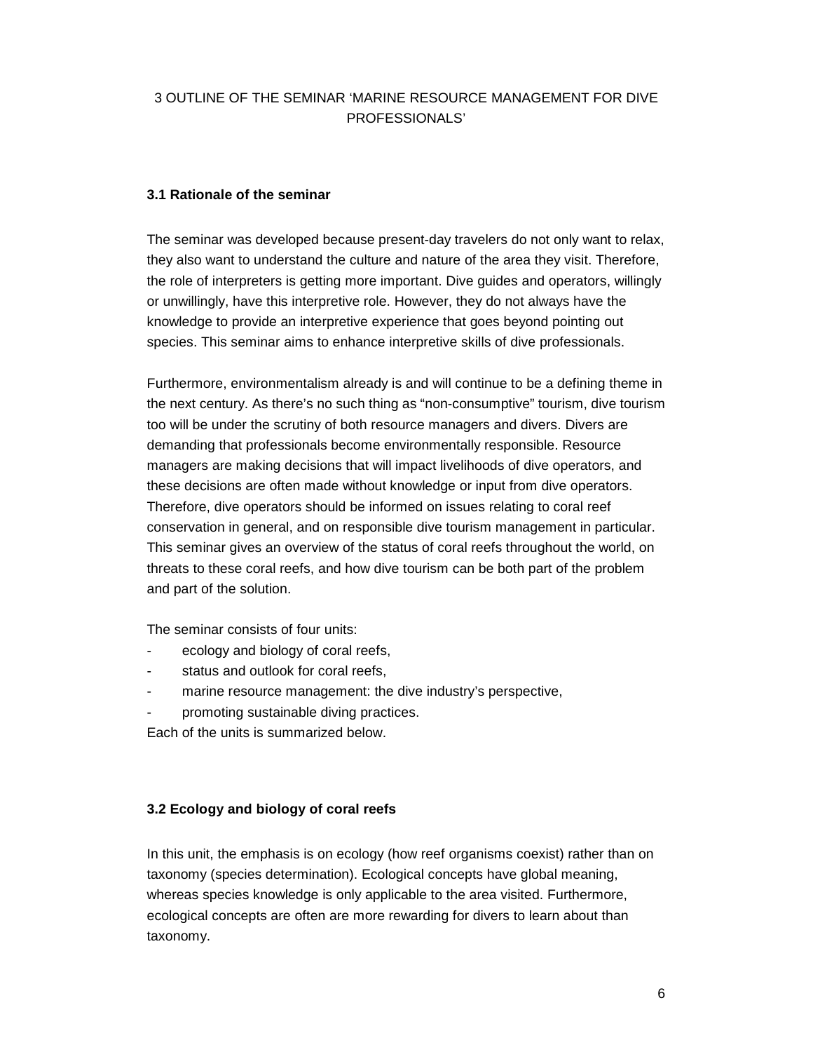# 3 OUTLINE OF THE SEMINAR 'MARINE RESOURCE MANAGEMENT FOR DIVE PROFESSIONALS'

## 3.1 Rationale of the seminar

The seminar was developed because present-day travelers do not only want to relax, they also want to understand the culture and nature of the area they visit. Therefore, the role of interpreters is getting more important. Dive guides and operators, willingly or unwillingly, have this interpretive role. However, they do not always have the knowledge to provide an interpretive experience that goes beyond pointing out species. This seminar aims to enhance interpretive skills of dive professionals.

Furthermore, environmentalism already is and will continue to be a defining theme in the next century. As there's no such thing as "non-consumptive" tourism, dive tourism too will be under the scrutiny of both resource managers and divers. Divers are demanding that professionals become environmentally responsible. Resource managers are making decisions that will impact livelihoods of dive operators, and these decisions are often made without knowledge or input from dive operators. Therefore, dive operators should be informed on issues relating to coral reef conservation in general, and on responsible dive tourism management in particular. This seminar gives an overview of the status of coral reefs throughout the world, on threats to these coral reefs, and how dive tourism can be both part of the problem and part of the solution.

The seminar consists of four units:

- ecology and biology of coral reefs,
- status and outlook for coral reefs,
- marine resource management: the dive industry's perspective,
- promoting sustainable diving practices.

Each of the units is summarized below.

## 3.2 Ecology and biology of coral reefs

In this unit, the emphasis is on ecology (how reef organisms coexist) rather than on taxonomy (species determination). Ecological concepts have global meaning, whereas species knowledge is only applicable to the area visited. Furthermore, ecological concepts are often are more rewarding for divers to learn about than taxonomy.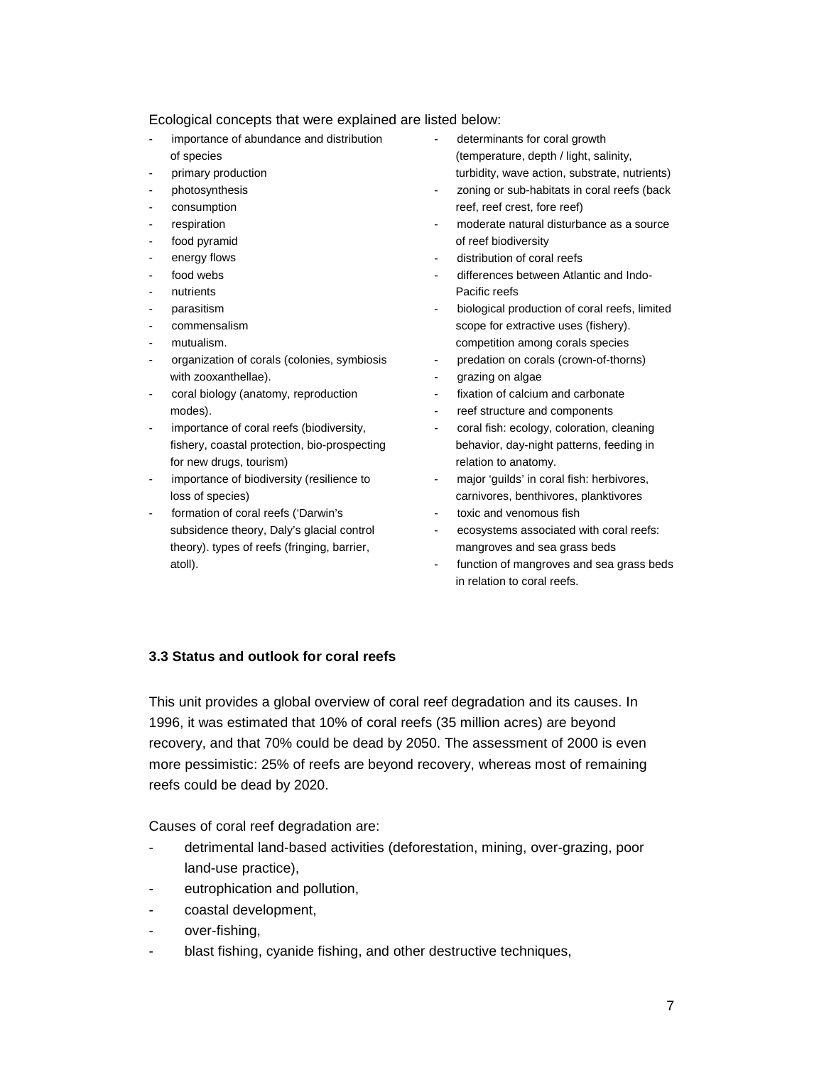Ecological concepts that were explained are listed below:

- importance of abundance and distribution of species
- primary production
- photosynthesis
- consumption
- respiration
- food pyramid
- energy flows
- food webs
- nutrients
- parasitism
- commensalism
- mutualism.
- organization of corals (colonies, symbiosis with zooxanthellae).
- coral biology (anatomy, reproduction modes).
- importance of coral reefs (biodiversity, fishery, coastal protection, bio-prospecting for new drugs, tourism)
- importance of biodiversity (resilience to loss of species)
- formation of coral reefs ('Darwin's subsidence theory, Daly's glacial control theory). types of reefs (fringing, barrier, atoll).
- determinants for coral growth (temperature, depth / light, salinity, turbidity, wave action, substrate, nutrients)
- zoning or sub-habitats in coral reefs (back reef, reef crest, fore reef)
- moderate natural disturbance as a source of reef biodiversity
- distribution of coral reefs
- differences between Atlantic and Indo-Pacific reefs
- biological production of coral reefs, limited scope for extractive uses (fishery). competition among corals species
- predation on corals (crown-of-thorns)
- grazing on algae
- fixation of calcium and carbonate
- reef structure and components
- coral fish: ecology, coloration, cleaning behavior, day-night patterns, feeding in relation to anatomy.
- major 'guilds' in coral fish: herbivores, carnivores, benthivores, planktivores
- toxic and venomous fish
- ecosystems associated with coral reefs: mangroves and sea grass beds
- function of mangroves and sea grass beds in relation to coral reefs.

### 3.3 Status and outlook for coral reefs

This unit provides a global overview of coral reef degradation and its causes. In 1996, it was estimated that 10% of coral reefs (35 million acres) are beyond recovery, and that 70% could be dead by 2050. The assessment of 2000 is even more pessimistic: 25% of reefs are beyond recovery, whereas most of remaining reefs could be dead by 2020.

Causes of coral reef degradation are:

- detrimental land-based activities (deforestation, mining, over-grazing, poor land-use practice),
- eutrophication and pollution,
- coastal development,
- over-fishing,
- blast fishing, cyanide fishing, and other destructive techniques,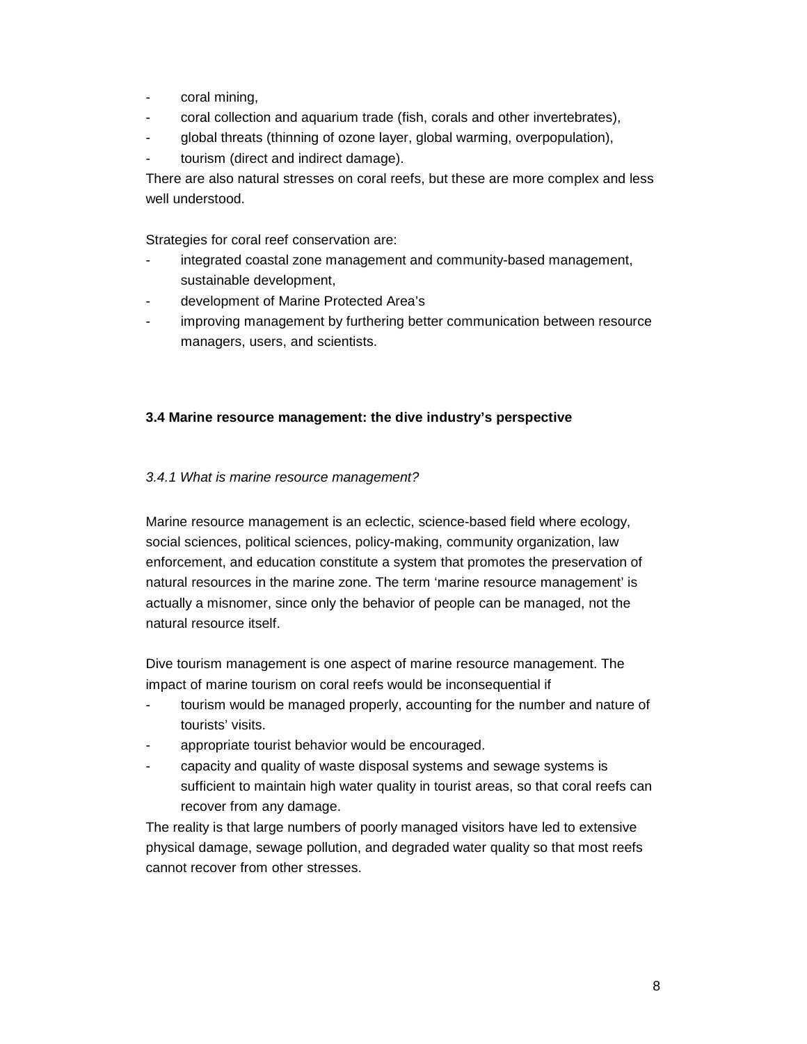- coral mining,
- coral collection and aquarium trade (fish, corals and other invertebrates),
- global threats (thinning of ozone layer, global warming, overpopulation),
- tourism (direct and indirect damage).

There are also natural stresses on coral reefs, but these are more complex and less well understood.

Strategies for coral reef conservation are:

- integrated coastal zone management and community-based management, sustainable development,
- development of Marine Protected Area's
- improving management by furthering better communication between resource managers, users, and scientists.

### 3.4 Marine resource management: the dive industry's perspective

#### *3.4.1 What is marine resource management?*

Marine resource management is an eclectic, science-based field where ecology, social sciences, political sciences, policy-making, community organization, law enforcement, and education constitute a system that promotes the preservation of natural resources in the marine zone. The term 'marine resource management' is actually a misnomer, since only the behavior of people can be managed, not the natural resource itself.

Dive tourism management is one aspect of marine resource management. The impact of marine tourism on coral reefs would be inconsequential if

- tourism would be managed properly, accounting for the number and nature of tourists' visits.
- appropriate tourist behavior would be encouraged.
- capacity and quality of waste disposal systems and sewage systems is sufficient to maintain high water quality in tourist areas, so that coral reefs can recover from any damage.

The reality is that large numbers of poorly managed visitors have led to extensive physical damage, sewage pollution, and degraded water quality so that most reefs cannot recover from other stresses.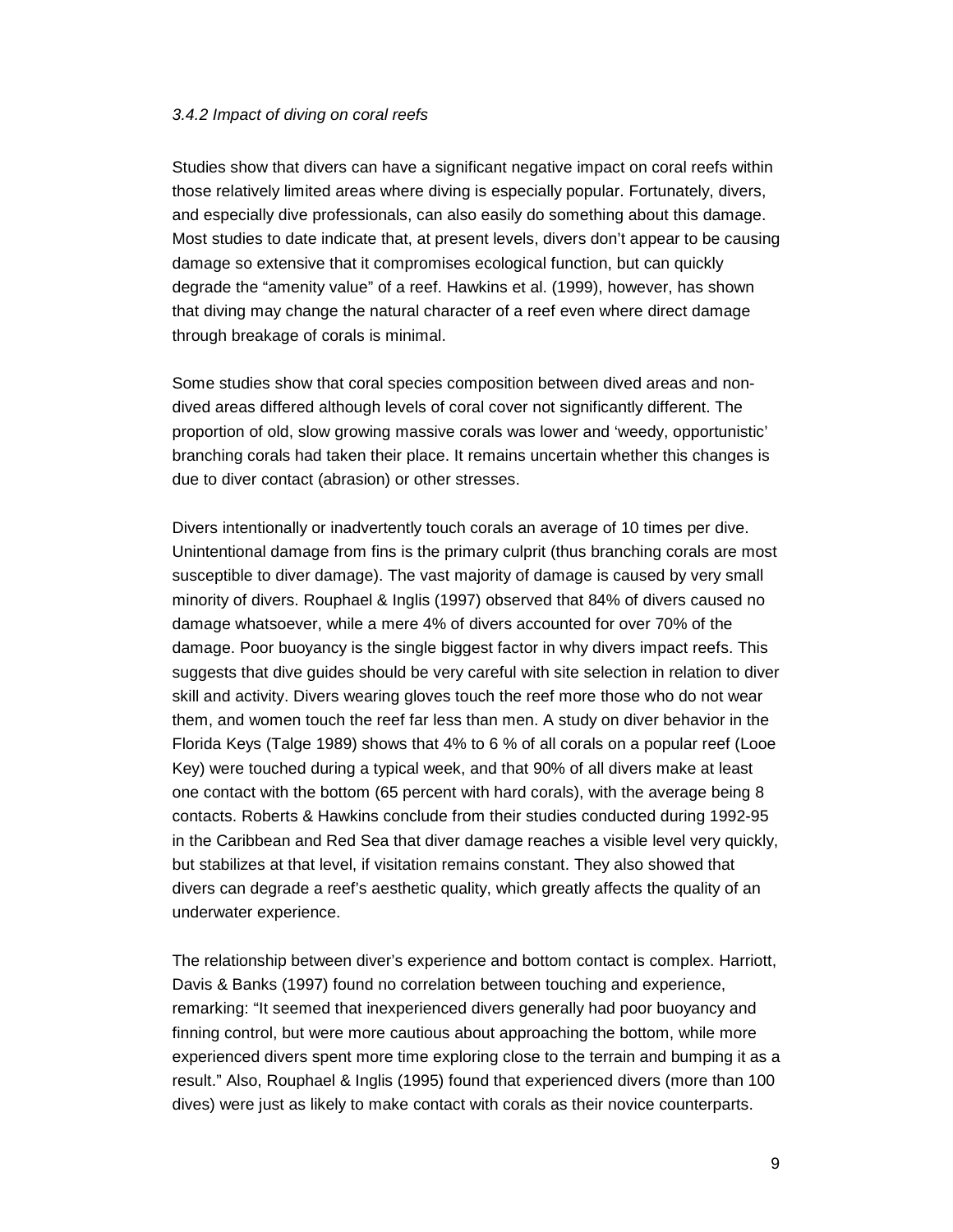*3.4.2 Impact of diving on coral reefs*

Studies show that divers can have a significant negative impact on coral reefs within those relatively limited areas where diving is especially popular. Fortunately, divers, and especially dive professionals, can also easily do something about this damage. Most studies to date indicate that, at present levels, divers don't appear to be causing damage so extensive that it compromises ecological function, but can quickly degrade the "amenity value" of a reef. Hawkins et al. (1999), however, has shown that diving may change the natural character of a reef even where direct damage through breakage of corals is minimal.

Some studies show that coral species composition between dived areas and non-dived areas differed although levels of coral cover not significantly different. The proportion of old, slow growing massive corals was lower and 'weedy, opportunistic' branching corals had taken their place. It remains uncertain whether this changes is due to diver contact (abrasion) or other stresses.

Divers intentionally or inadvertently touch corals an average of 10 times per dive. Unintentional damage from fins is the primary culprit (thus branching corals are most susceptible to diver damage). The vast majority of damage is caused by very small minority of divers. Rouphael & Inglis (1997) observed that 84% of divers caused no damage whatsoever, while a mere 4% of divers accounted for over 70% of the damage. Poor buoyancy is the single biggest factor in why divers impact reefs. This suggests that dive guides should be very careful with site selection in relation to diver skill and activity. Divers wearing gloves touch the reef more those who do not wear them, and women touch the reef far less than men. A study on diver behavior in the Florida Keys (Talge 1989) shows that 4% to 6 % of all corals on a popular reef (Looe Key) were touched during a typical week, and that 90% of all divers make at least one contact with the bottom (65 percent with hard corals), with the average being 8 contacts. Roberts & Hawkins conclude from their studies conducted during 1992-95 in the Caribbean and Red Sea that diver damage reaches a visible level very quickly, but stabilizes at that level, if visitation remains constant. They also showed that divers can degrade a reef's aesthetic quality, which greatly affects the quality of an underwater experience.

The relationship between diver's experience and bottom contact is complex. Harriott, Davis & Banks (1997) found no correlation between touching and experience, remarking: "It seemed that inexperienced divers generally had poor buoyancy and finning control, but were more cautious about approaching the bottom, while more experienced divers spent more time exploring close to the terrain and bumping it as a result." Also, Rouphael & Inglis (1995) found that experienced divers (more than 100 dives) were just as likely to make contact with corals as their novice counterparts.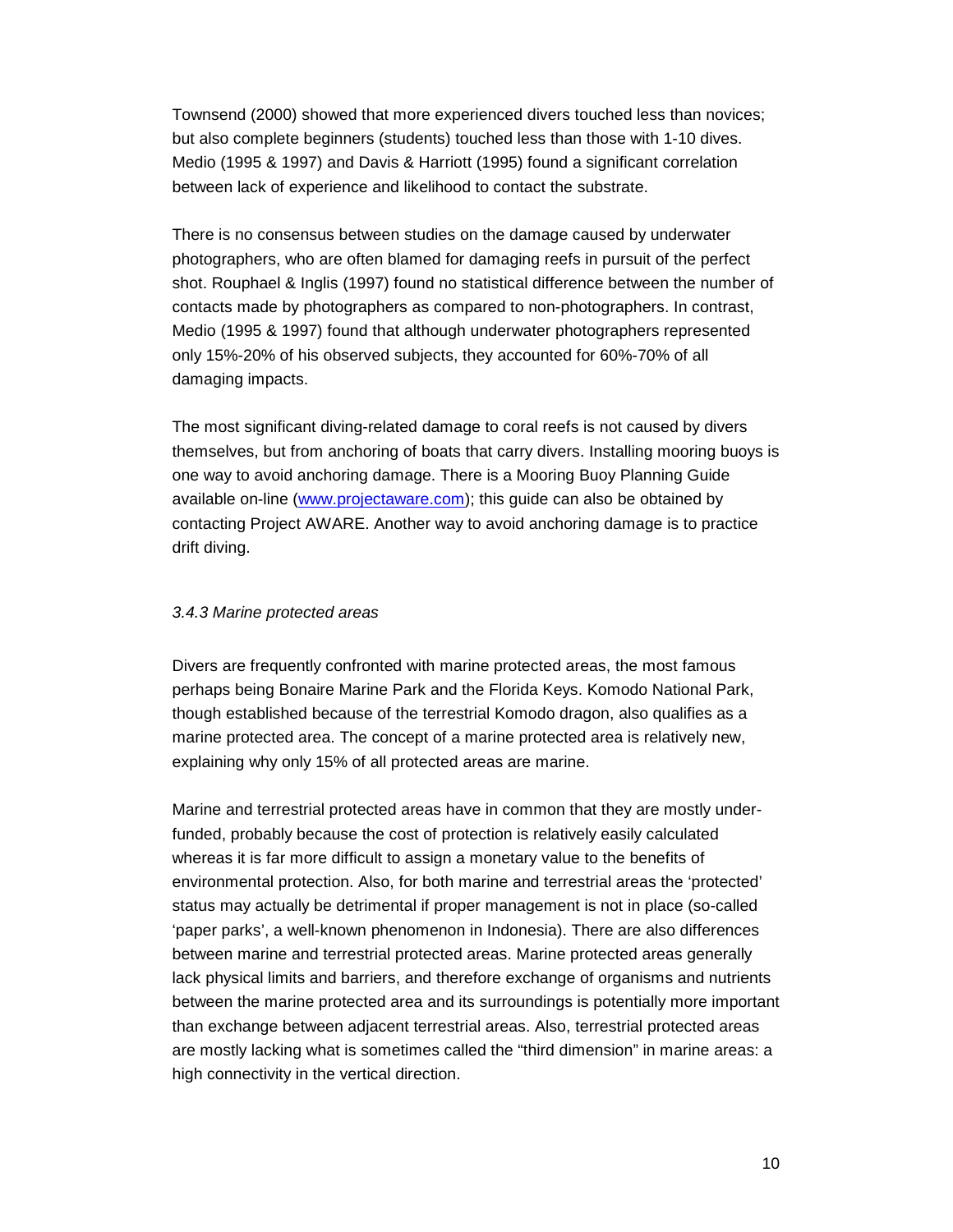Townsend (2000) showed that more experienced divers touched less than novices; but also complete beginners (students) touched less than those with 1-10 dives. Medio (1995 & 1997) and Davis & Harriott (1995) found a significant correlation between lack of experience and likelihood to contact the substrate.

There is no consensus between studies on the damage caused by underwater photographers, who are often blamed for damaging reefs in pursuit of the perfect shot. Rouphael & Inglis (1997) found no statistical difference between the number of contacts made by photographers as compared to non-photographers. In contrast, Medio (1995 & 1997) found that although underwater photographers represented only 15%-20% of his observed subjects, they accounted for 60%-70% of all damaging impacts.

The most significant diving-related damage to coral reefs is not caused by divers themselves, but from anchoring of boats that carry divers. Installing mooring buoys is one way to avoid anchoring damage. There is a Mooring Buoy Planning Guide available on-line ([www.projectaware.com](http://www.projectaware.com)); this guide can also be obtained by contacting Project AWARE. Another way to avoid anchoring damage is to practice drift diving.

### *3.4.3 Marine protected areas*

Divers are frequently confronted with marine protected areas, the most famous perhaps being Bonaire Marine Park and the Florida Keys. Komodo National Park, though established because of the terrestrial Komodo dragon, also qualifies as a marine protected area. The concept of a marine protected area is relatively new, explaining why only 15% of all protected areas are marine.

Marine and terrestrial protected areas have in common that they are mostly under-funded, probably because the cost of protection is relatively easily calculated whereas it is far more difficult to assign a monetary value to the benefits of environmental protection. Also, for both marine and terrestrial areas the 'protected' status may actually be detrimental if proper management is not in place (so-called 'paper parks', a well-known phenomenon in Indonesia). There are also differences between marine and terrestrial protected areas. Marine protected areas generally lack physical limits and barriers, and therefore exchange of organisms and nutrients between the marine protected area and its surroundings is potentially more important than exchange between adjacent terrestrial areas. Also, terrestrial protected areas are mostly lacking what is sometimes called the "third dimension" in marine areas: a high connectivity in the vertical direction.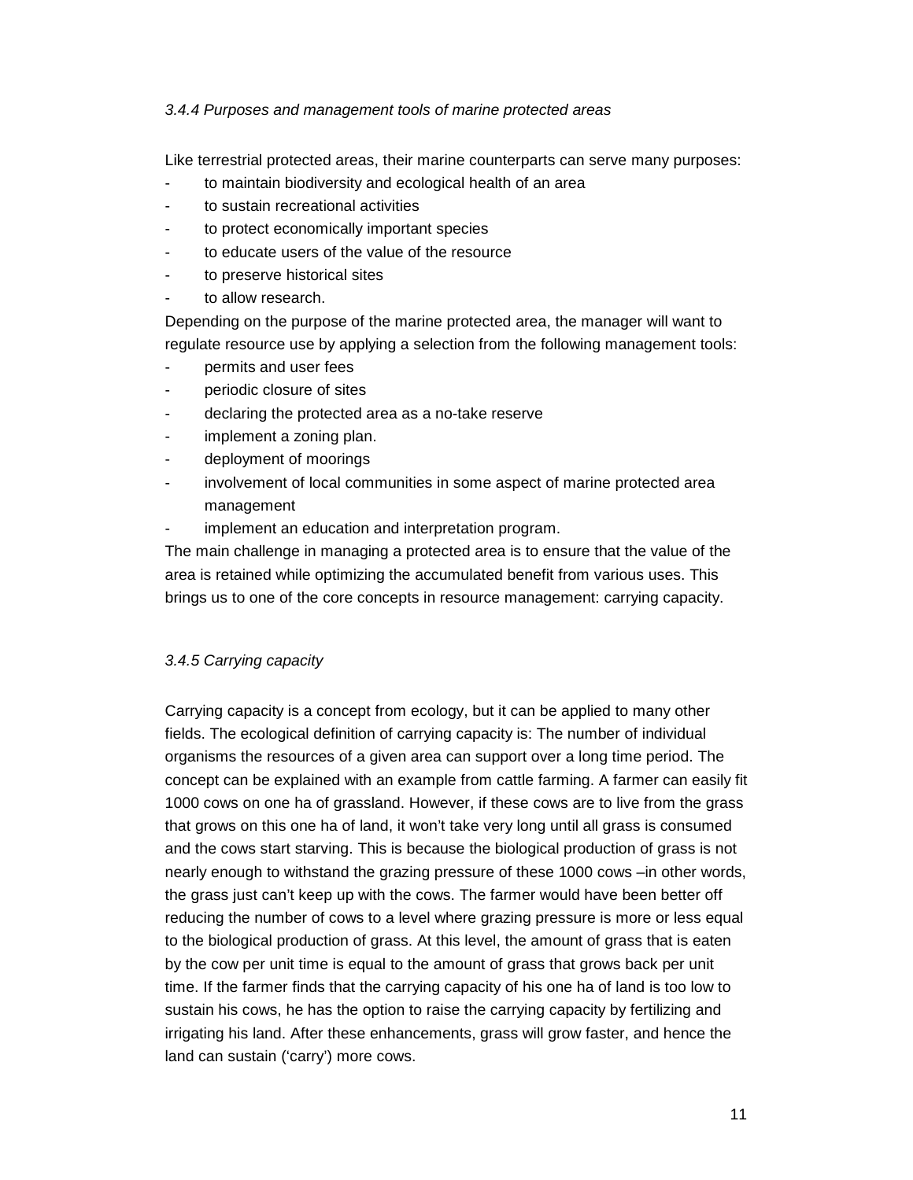### *3.4.4 Purposes and management tools of marine protected areas*

Like terrestrial protected areas, their marine counterparts can serve many purposes:

- to maintain biodiversity and ecological health of an area
- to sustain recreational activities
- to protect economically important species
- to educate users of the value of the resource
- to preserve historical sites
- to allow research.

Depending on the purpose of the marine protected area, the manager will want to regulate resource use by applying a selection from the following management tools:

- permits and user fees
- periodic closure of sites
- declaring the protected area as a no-take reserve
- implement a zoning plan.
- deployment of moorings
- involvement of local communities in some aspect of marine protected area management
- implement an education and interpretation program.

The main challenge in managing a protected area is to ensure that the value of the area is retained while optimizing the accumulated benefit from various uses. This brings us to one of the core concepts in resource management: carrying capacity.

### *3.4.5 Carrying capacity*

Carrying capacity is a concept from ecology, but it can be applied to many other fields. The ecological definition of carrying capacity is: The number of individual organisms the resources of a given area can support over a long time period. The concept can be explained with an example from cattle farming. A farmer can easily fit 1000 cows on one ha of grassland. However, if these cows are to live from the grass that grows on this one ha of land, it won't take very long until all grass is consumed and the cows start starving. This is because the biological production of grass is not nearly enough to withstand the grazing pressure of these 1000 cows –in other words, the grass just can't keep up with the cows. The farmer would have been better off reducing the number of cows to a level where grazing pressure is more or less equal to the biological production of grass. At this level, the amount of grass that is eaten by the cow per unit time is equal to the amount of grass that grows back per unit time. If the farmer finds that the carrying capacity of his one ha of land is too low to sustain his cows, he has the option to raise the carrying capacity by fertilizing and irrigating his land. After these enhancements, grass will grow faster, and hence the land can sustain ('carry') more cows.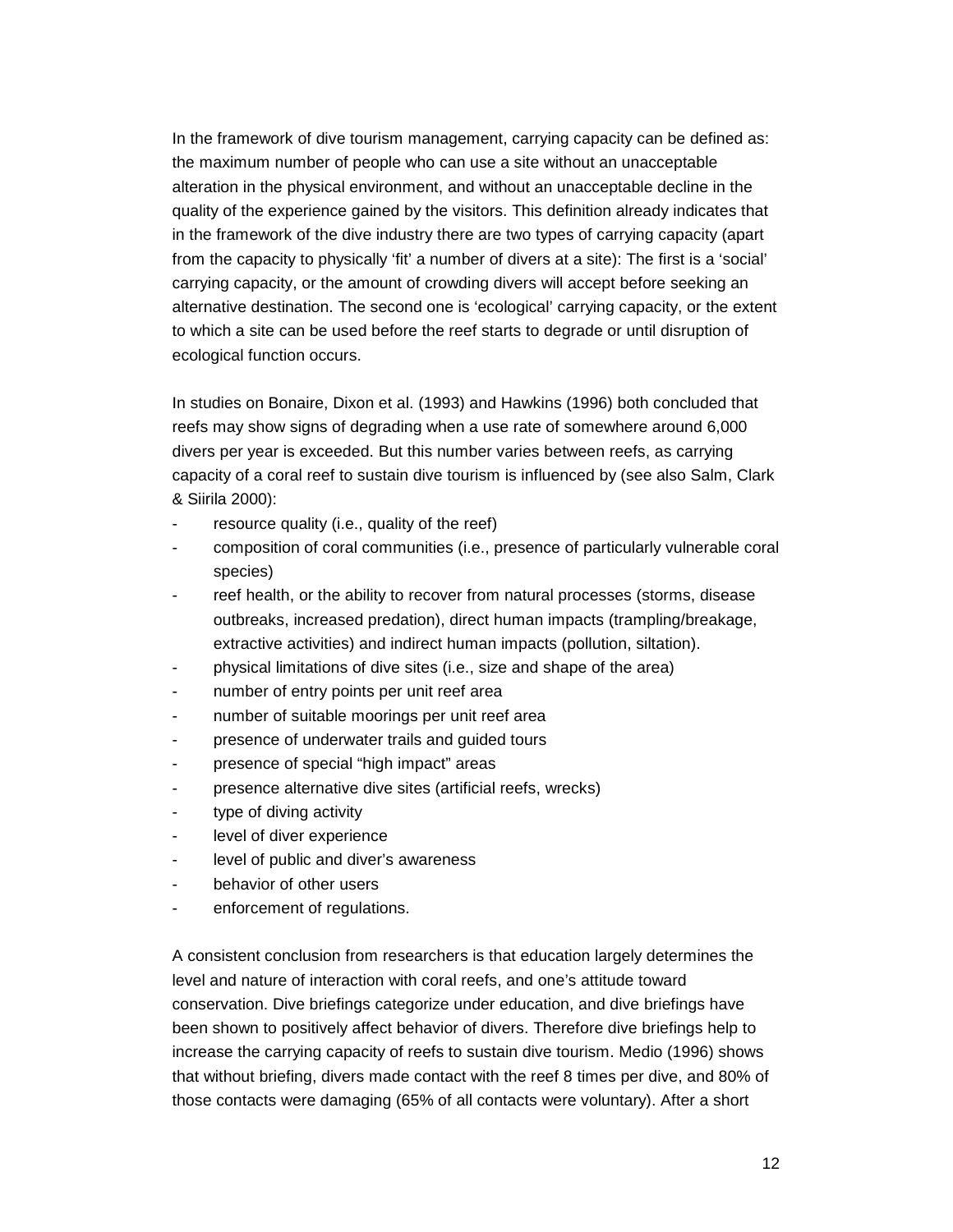In the framework of dive tourism management, carrying capacity can be defined as: the maximum number of people who can use a site without an unacceptable alteration in the physical environment, and without an unacceptable decline in the quality of the experience gained by the visitors. This definition already indicates that in the framework of the dive industry there are two types of carrying capacity (apart from the capacity to physically 'fit' a number of divers at a site): The first is a 'social' carrying capacity, or the amount of crowding divers will accept before seeking an alternative destination. The second one is 'ecological' carrying capacity, or the extent to which a site can be used before the reef starts to degrade or until disruption of ecological function occurs.

In studies on Bonaire, Dixon et al. (1993) and Hawkins (1996) both concluded that reefs may show signs of degrading when a use rate of somewhere around 6,000 divers per year is exceeded. But this number varies between reefs, as carrying capacity of a coral reef to sustain dive tourism is influenced by (see also Salm, Clark & Siirila 2000):

- resource quality (i.e., quality of the reef)
- composition of coral communities (i.e., presence of particularly vulnerable coral species)
- reef health, or the ability to recover from natural processes (storms, disease outbreaks, increased predation), direct human impacts (trampling/breakage, extractive activities) and indirect human impacts (pollution, siltation).
- physical limitations of dive sites (i.e., size and shape of the area)
- number of entry points per unit reef area
- number of suitable moorings per unit reef area
- presence of underwater trails and guided tours
- presence of special "high impact" areas
- presence alternative dive sites (artificial reefs, wrecks)
- type of diving activity
- level of diver experience
- level of public and diver's awareness
- behavior of other users
- enforcement of regulations.

A consistent conclusion from researchers is that education largely determines the level and nature of interaction with coral reefs, and one's attitude toward conservation. Dive briefings categorize under education, and dive briefings have been shown to positively affect behavior of divers. Therefore dive briefings help to increase the carrying capacity of reefs to sustain dive tourism. Medio (1996) shows that without briefing, divers made contact with the reef 8 times per dive, and 80% of those contacts were damaging (65% of all contacts were voluntary). After a short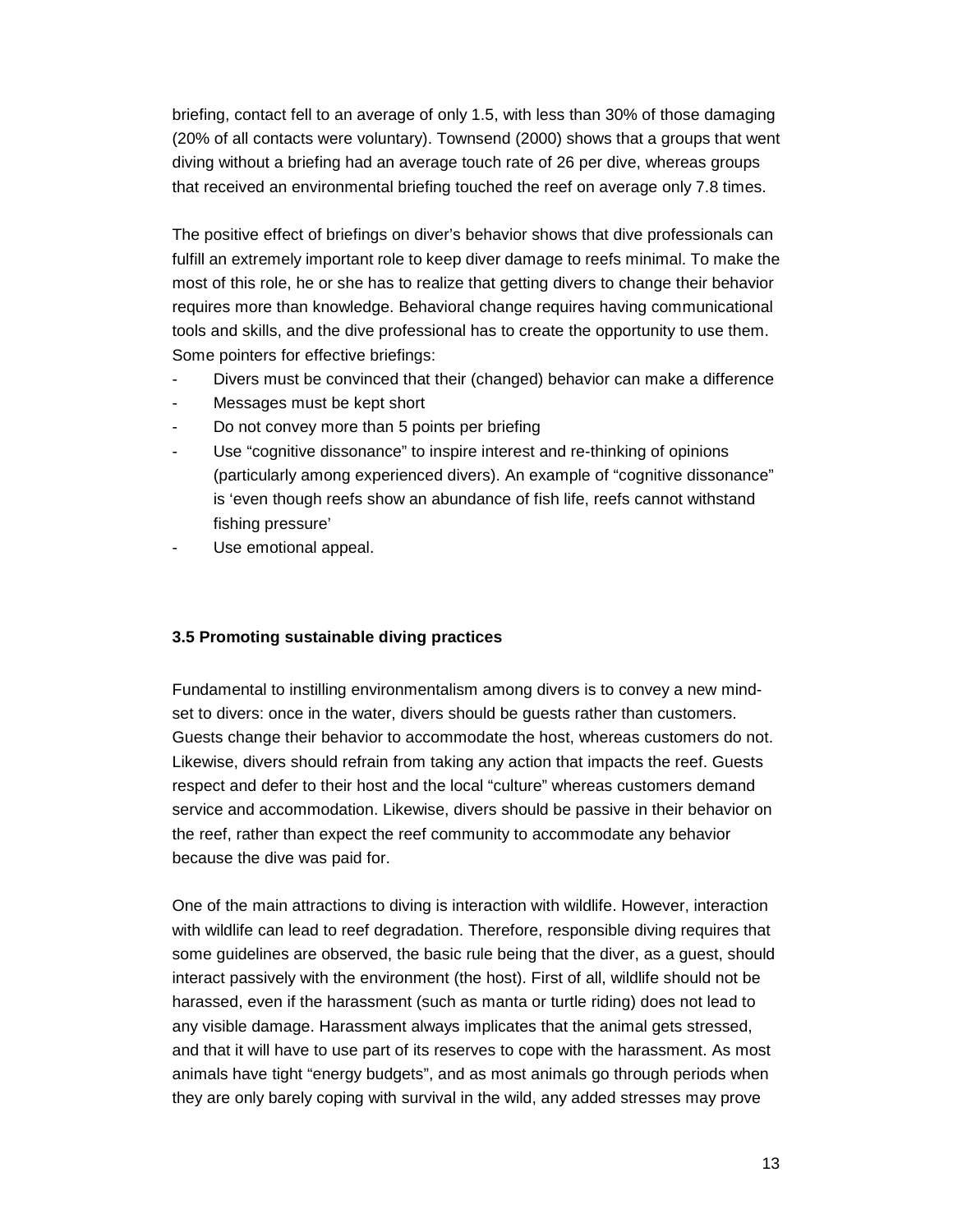briefing, contact fell to an average of only 1.5, with less than 30% of those damaging (20% of all contacts were voluntary). Townsend (2000) shows that a groups that went diving without a briefing had an average touch rate of 26 per dive, whereas groups that received an environmental briefing touched the reef on average only 7.8 times.

The positive effect of briefings on diver's behavior shows that dive professionals can fulfill an extremely important role to keep diver damage to reefs minimal. To make the most of this role, he or she has to realize that getting divers to change their behavior requires more than knowledge. Behavioral change requires having communicational tools and skills, and the dive professional has to create the opportunity to use them. Some pointers for effective briefings:

- Divers must be convinced that their (changed) behavior can make a difference
- Messages must be kept short
- Do not convey more than 5 points per briefing
- Use "cognitive dissonance" to inspire interest and re-thinking of opinions (particularly among experienced divers). An example of "cognitive dissonance" is 'even though reefs show an abundance of fish life, reefs cannot withstand fishing pressure'
- Use emotional appeal.

### 3.5 Promoting sustainable diving practices

Fundamental to instilling environmentalism among divers is to convey a new mind-set to divers: once in the water, divers should be guests rather than customers. Guests change their behavior to accommodate the host, whereas customers do not. Likewise, divers should refrain from taking any action that impacts the reef. Guests respect and defer to their host and the local "culture" whereas customers demand service and accommodation. Likewise, divers should be passive in their behavior on the reef, rather than expect the reef community to accommodate any behavior because the dive was paid for.

One of the main attractions to diving is interaction with wildlife. However, interaction with wildlife can lead to reef degradation. Therefore, responsible diving requires that some guidelines are observed, the basic rule being that the diver, as a guest, should interact passively with the environment (the host). First of all, wildlife should not be harassed, even if the harassment (such as manta or turtle riding) does not lead to any visible damage. Harassment always implicates that the animal gets stressed, and that it will have to use part of its reserves to cope with the harassment. As most animals have tight "energy budgets", and as most animals go through periods when they are only barely coping with survival in the wild, any added stresses may prove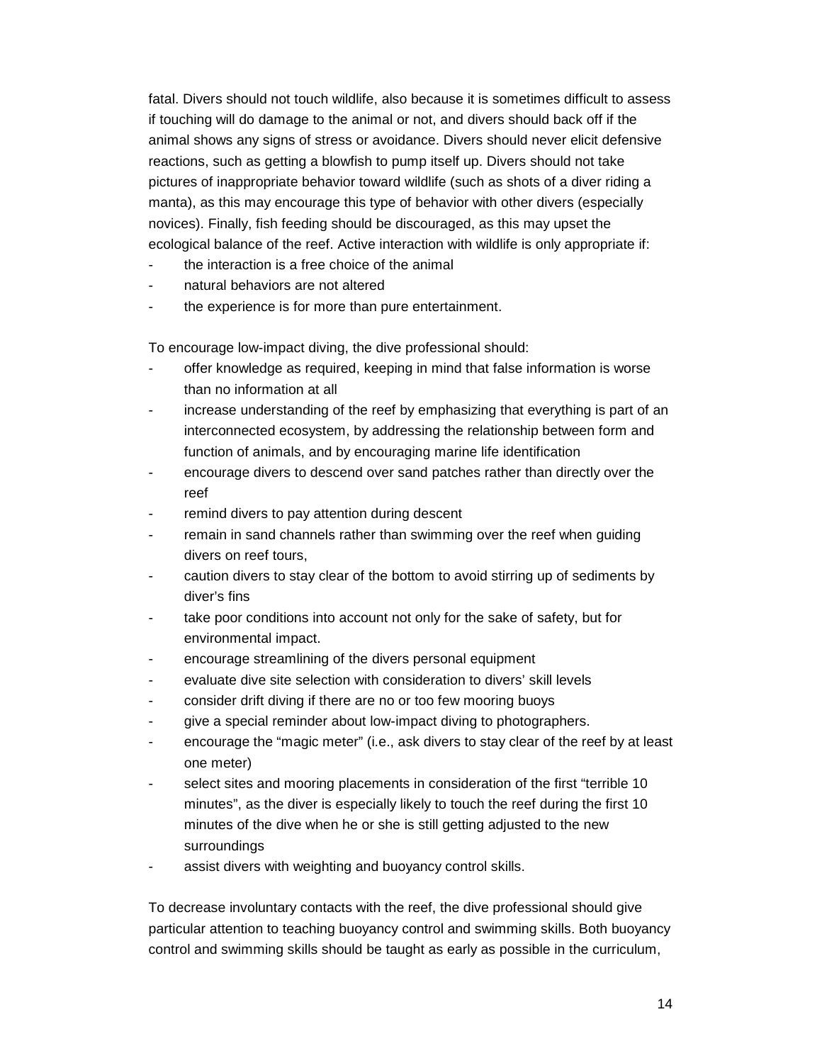fatal. Divers should not touch wildlife, also because it is sometimes difficult to assess if touching will do damage to the animal or not, and divers should back off if the animal shows any signs of stress or avoidance. Divers should never elicit defensive reactions, such as getting a blowfish to pump itself up. Divers should not take pictures of inappropriate behavior toward wildlife (such as shots of a diver riding a manta), as this may encourage this type of behavior with other divers (especially novices). Finally, fish feeding should be discouraged, as this may upset the ecological balance of the reef. Active interaction with wildlife is only appropriate if:

- the interaction is a free choice of the animal
- natural behaviors are not altered
- the experience is for more than pure entertainment.

To encourage low-impact diving, the dive professional should:

- offer knowledge as required, keeping in mind that false information is worse than no information at all
- increase understanding of the reef by emphasizing that everything is part of an interconnected ecosystem, by addressing the relationship between form and function of animals, and by encouraging marine life identification
- encourage divers to descend over sand patches rather than directly over the reef
- remind divers to pay attention during descent
- remain in sand channels rather than swimming over the reef when guiding divers on reef tours,
- caution divers to stay clear of the bottom to avoid stirring up of sediments by diver's fins
- take poor conditions into account not only for the sake of safety, but for environmental impact.
- encourage streamlining of the divers personal equipment
- evaluate dive site selection with consideration to divers' skill levels
- consider drift diving if there are no or too few mooring buoys
- give a special reminder about low-impact diving to photographers.
- encourage the "magic meter" (i.e., ask divers to stay clear of the reef by at least one meter)
- select sites and mooring placements in consideration of the first "terrible 10 minutes", as the diver is especially likely to touch the reef during the first 10 minutes of the dive when he or she is still getting adjusted to the new surroundings
- assist divers with weighting and buoyancy control skills.

To decrease involuntary contacts with the reef, the dive professional should give particular attention to teaching buoyancy control and swimming skills. Both buoyancy control and swimming skills should be taught as early as possible in the curriculum,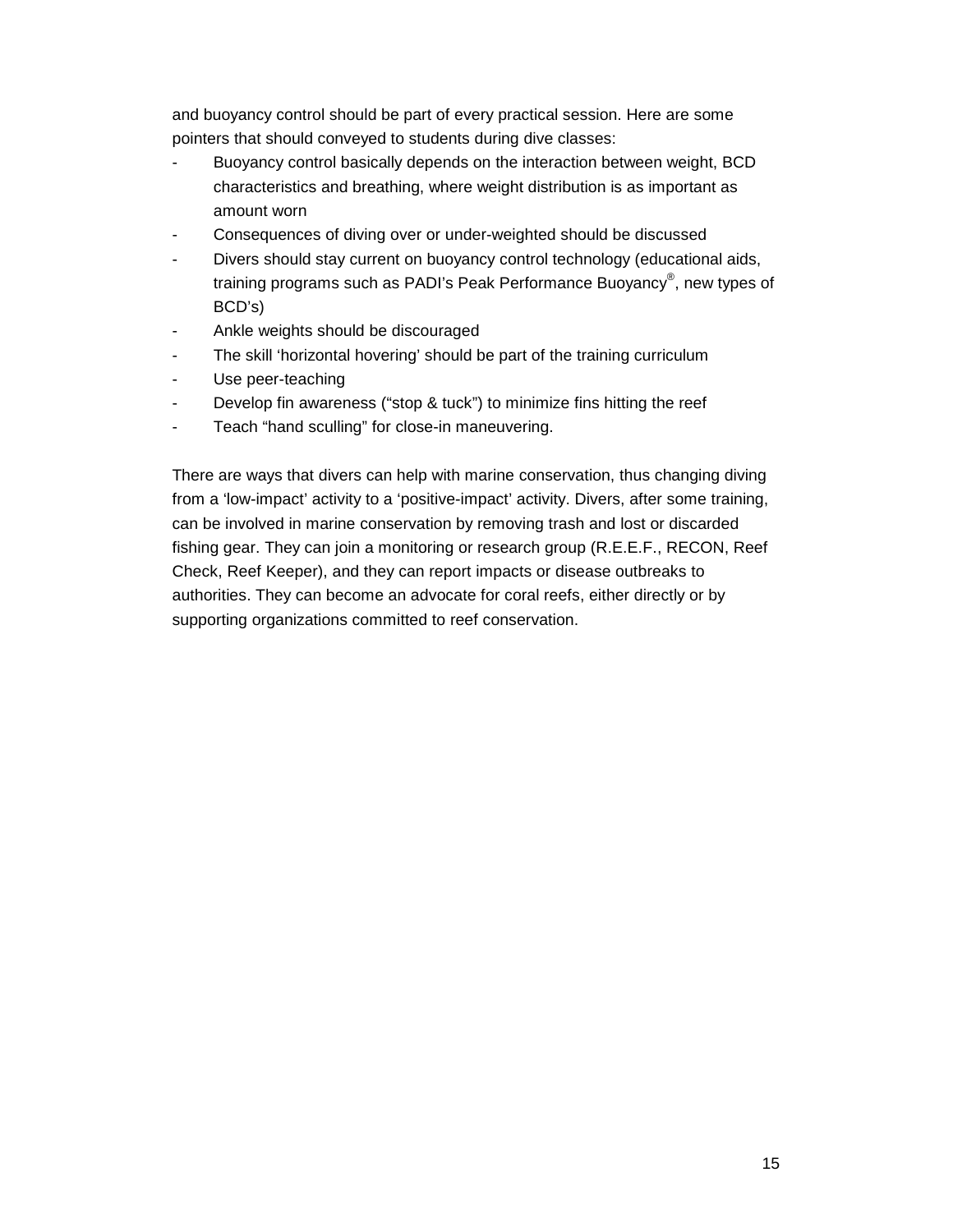and buoyancy control should be part of every practical session. Here are some pointers that should conveyed to students during dive classes:

- Buoyancy control basically depends on the interaction between weight, BCD characteristics and breathing, where weight distribution is as important as amount worn
- Consequences of diving over or under-weighted should be discussed
- Divers should stay current on buoyancy control technology (educational aids, training programs such as PADI's Peak Performance Buoyancy®, new types of BCD's)
- Ankle weights should be discouraged
- The skill 'horizontal hovering' should be part of the training curriculum
- Use peer-teaching
- Develop fin awareness ("stop & tuck") to minimize fins hitting the reef
- Teach "hand sculling" for close-in maneuvering.

There are ways that divers can help with marine conservation, thus changing diving from a 'low-impact' activity to a 'positive-impact' activity. Divers, after some training, can be involved in marine conservation by removing trash and lost or discarded fishing gear. They can join a monitoring or research group (R.E.E.F., RECON, Reef Check, Reef Keeper), and they can report impacts or disease outbreaks to authorities. They can become an advocate for coral reefs, either directly or by supporting organizations committed to reef conservation.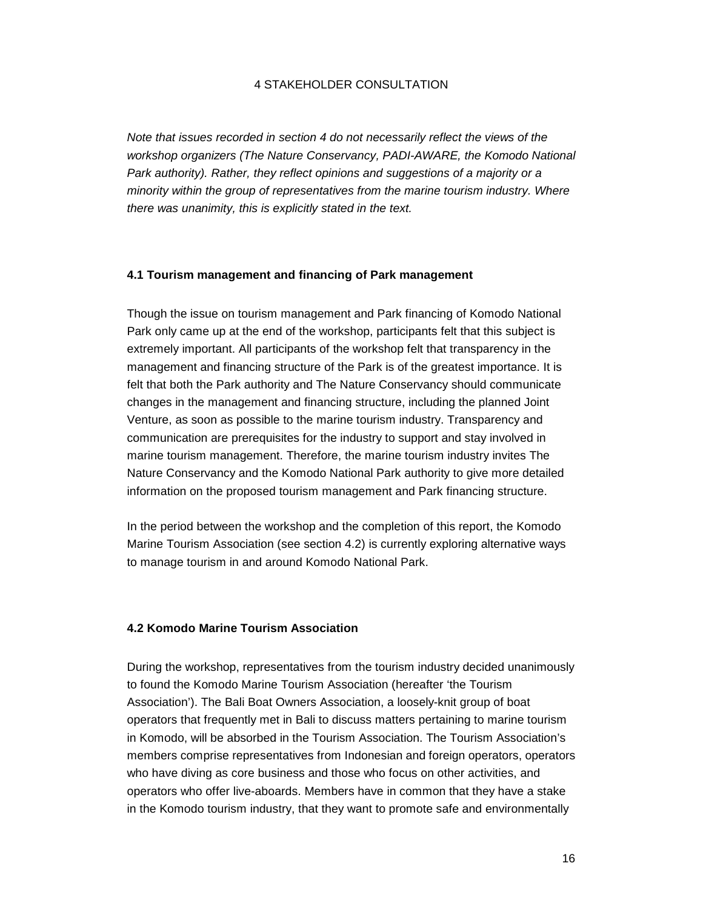# 4 STAKEHOLDER CONSULTATION

*Note that issues recorded in section 4 do not necessarily reflect the views of the workshop organizers (The Nature Conservancy, PADI-AWARE, the Komodo National Park authority). Rather, they reflect opinions and suggestions of a majority or a minority within the group of representatives from the marine tourism industry. Where there was unanimity, this is explicitly stated in the text.*

## 4.1 Tourism management and financing of Park management

Though the issue on tourism management and Park financing of Komodo National Park only came up at the end of the workshop, participants felt that this subject is extremely important. All participants of the workshop felt that transparency in the management and financing structure of the Park is of the greatest importance. It is felt that both the Park authority and The Nature Conservancy should communicate changes in the management and financing structure, including the planned Joint Venture, as soon as possible to the marine tourism industry. Transparency and communication are prerequisites for the industry to support and stay involved in marine tourism management. Therefore, the marine tourism industry invites The Nature Conservancy and the Komodo National Park authority to give more detailed information on the proposed tourism management and Park financing structure.

In the period between the workshop and the completion of this report, the Komodo Marine Tourism Association (see section 4.2) is currently exploring alternative ways to manage tourism in and around Komodo National Park.

## 4.2 Komodo Marine Tourism Association

During the workshop, representatives from the tourism industry decided unanimously to found the Komodo Marine Tourism Association (hereafter 'the Tourism Association'). The Bali Boat Owners Association, a loosely-knit group of boat operators that frequently met in Bali to discuss matters pertaining to marine tourism in Komodo, will be absorbed in the Tourism Association. The Tourism Association's members comprise representatives from Indonesian and foreign operators, operators who have diving as core business and those who focus on other activities, and operators who offer live-aboards. Members have in common that they have a stake in the Komodo tourism industry, that they want to promote safe and environmentally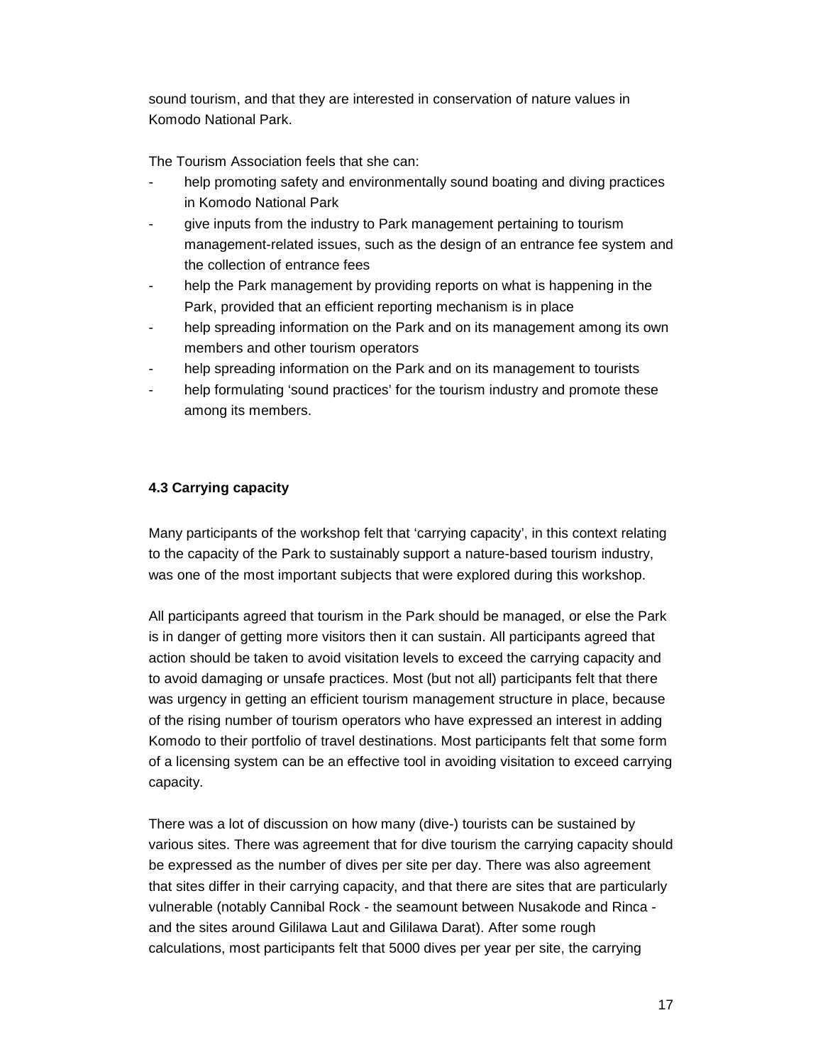sound tourism, and that they are interested in conservation of nature values in Komodo National Park.

The Tourism Association feels that she can:

- help promoting safety and environmentally sound boating and diving practices in Komodo National Park
- give inputs from the industry to Park management pertaining to tourism management-related issues, such as the design of an entrance fee system and the collection of entrance fees
- help the Park management by providing reports on what is happening in the Park, provided that an efficient reporting mechanism is in place
- help spreading information on the Park and on its management among its own members and other tourism operators
- help spreading information on the Park and on its management to tourists
- help formulating 'sound practices' for the tourism industry and promote these among its members.

### 4.3 Carrying capacity

Many participants of the workshop felt that 'carrying capacity', in this context relating to the capacity of the Park to sustainably support a nature-based tourism industry, was one of the most important subjects that were explored during this workshop.

All participants agreed that tourism in the Park should be managed, or else the Park is in danger of getting more visitors then it can sustain. All participants agreed that action should be taken to avoid visitation levels to exceed the carrying capacity and to avoid damaging or unsafe practices. Most (but not all) participants felt that there was urgency in getting an efficient tourism management structure in place, because of the rising number of tourism operators who have expressed an interest in adding Komodo to their portfolio of travel destinations. Most participants felt that some form of a licensing system can be an effective tool in avoiding visitation to exceed carrying capacity.

There was a lot of discussion on how many (dive-) tourists can be sustained by various sites. There was agreement that for dive tourism the carrying capacity should be expressed as the number of dives per site per day. There was also agreement that sites differ in their carrying capacity, and that there are sites that are particularly vulnerable (notably Cannibal Rock - the seamount between Nusakode and Rinca - and the sites around Gililawa Laut and Gililawa Darat). After some rough calculations, most participants felt that 5000 dives per year per site, the carrying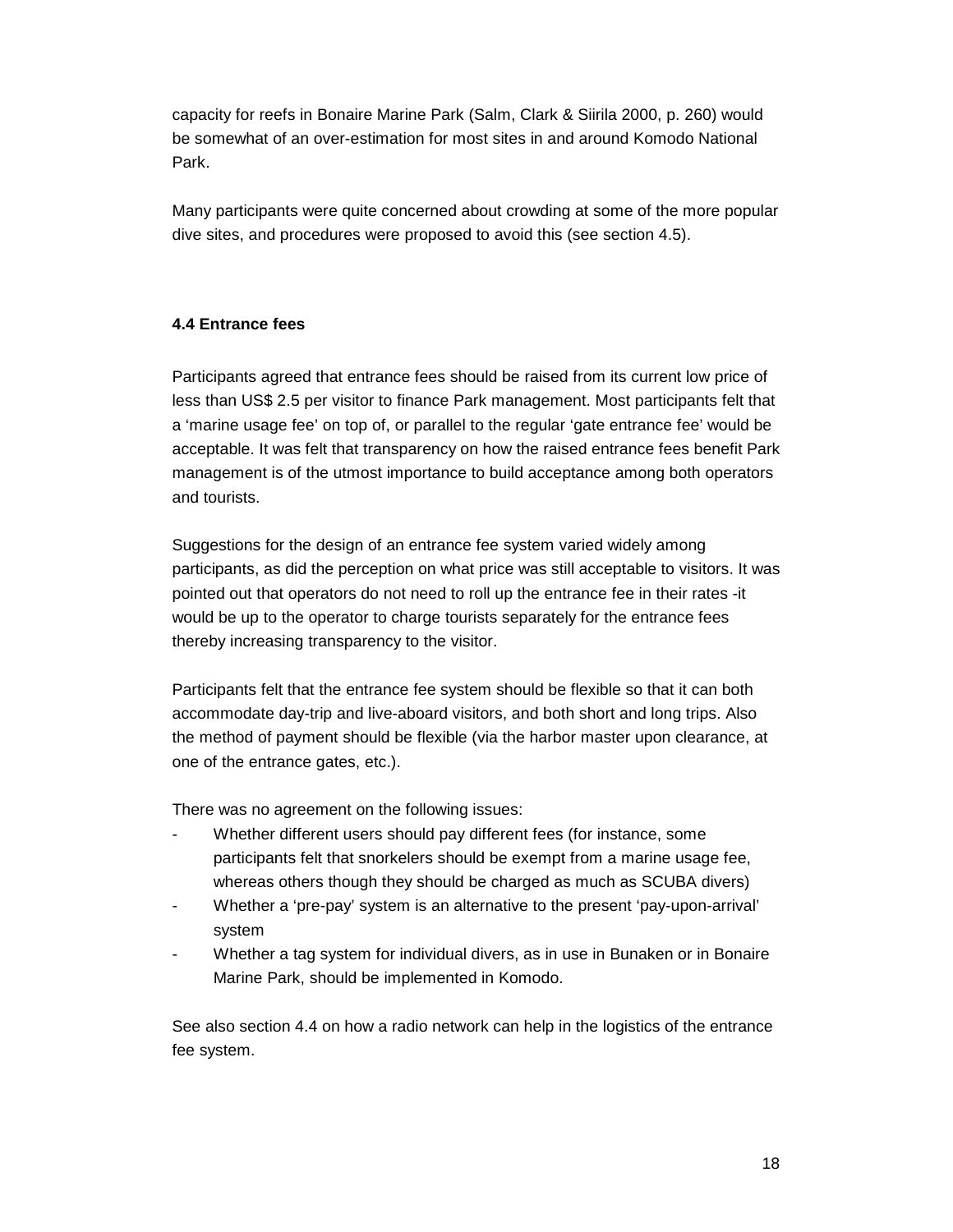capacity for reefs in Bonaire Marine Park (Salm, Clark & Siirila 2000, p. 260) would be somewhat of an over-estimation for most sites in and around Komodo National Park.

Many participants were quite concerned about crowding at some of the more popular dive sites, and procedures were proposed to avoid this (see section 4.5).

### 4.4 Entrance fees

Participants agreed that entrance fees should be raised from its current low price of less than US$ 2.5 per visitor to finance Park management. Most participants felt that a 'marine usage fee' on top of, or parallel to the regular 'gate entrance fee' would be acceptable. It was felt that transparency on how the raised entrance fees benefit Park management is of the utmost importance to build acceptance among both operators and tourists.

Suggestions for the design of an entrance fee system varied widely among participants, as did the perception on what price was still acceptable to visitors. It was pointed out that operators do not need to roll up the entrance fee in their rates -it would be up to the operator to charge tourists separately for the entrance fees thereby increasing transparency to the visitor.

Participants felt that the entrance fee system should be flexible so that it can both accommodate day-trip and live-aboard visitors, and both short and long trips. Also the method of payment should be flexible (via the harbor master upon clearance, at one of the entrance gates, etc.).

There was no agreement on the following issues:

- Whether different users should pay different fees (for instance, some participants felt that snorkelers should be exempt from a marine usage fee, whereas others though they should be charged as much as SCUBA divers)
- Whether a 'pre-pay' system is an alternative to the present 'pay-upon-arrival' system
- Whether a tag system for individual divers, as in use in Bunaken or in Bonaire Marine Park, should be implemented in Komodo.

See also section 4.4 on how a radio network can help in the logistics of the entrance fee system.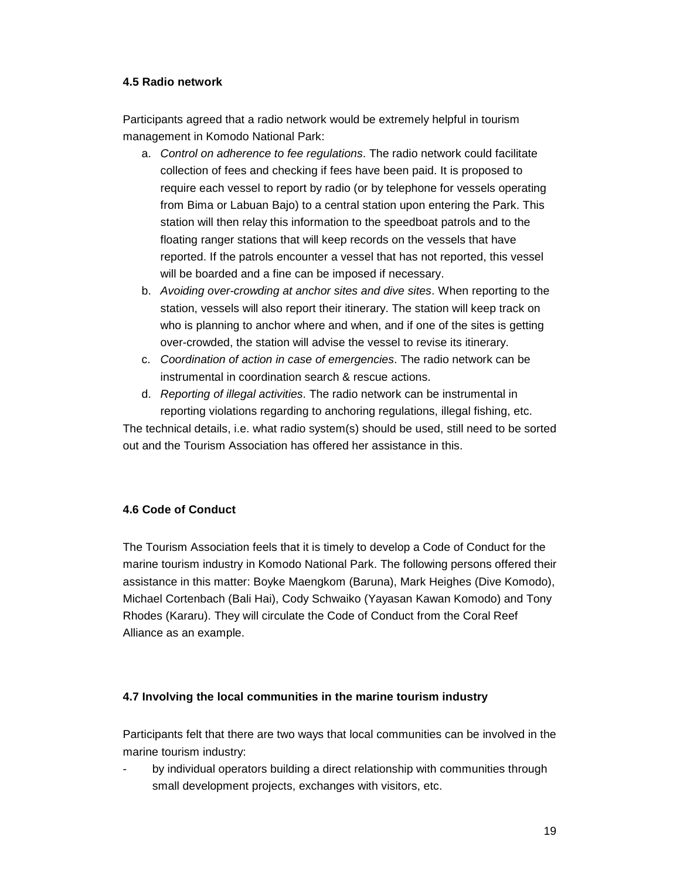### 4.5 Radio network

Participants agreed that a radio network would be extremely helpful in tourism management in Komodo National Park:

a. *Control on adherence to fee regulations*. The radio network could facilitate collection of fees and checking if fees have been paid. It is proposed to require each vessel to report by radio (or by telephone for vessels operating from Bima or Labuan Bajo) to a central station upon entering the Park. This station will then relay this information to the speedboat patrols and to the floating ranger stations that will keep records on the vessels that have reported. If the patrols encounter a vessel that has not reported, this vessel will be boarded and a fine can be imposed if necessary.
b. *Avoiding over-crowding at anchor sites and dive sites*. When reporting to the station, vessels will also report their itinerary. The station will keep track on who is planning to anchor where and when, and if one of the sites is getting over-crowded, the station will advise the vessel to revise its itinerary.
c. *Coordination of action in case of emergencies*. The radio network can be instrumental in coordination search & rescue actions.
d. *Reporting of illegal activities*. The radio network can be instrumental in reporting violations regarding to anchoring regulations, illegal fishing, etc.

The technical details, i.e. what radio system(s) should be used, still need to be sorted out and the Tourism Association has offered her assistance in this.

### 4.6 Code of Conduct

The Tourism Association feels that it is timely to develop a Code of Conduct for the marine tourism industry in Komodo National Park. The following persons offered their assistance in this matter: Boyke Maengkom (Baruna), Mark Heighes (Dive Komodo), Michael Cortenbach (Bali Hai), Cody Schwaiko (Yayasan Kawan Komodo) and Tony Rhodes (Kararu). They will circulate the Code of Conduct from the Coral Reef Alliance as an example.

### 4.7 Involving the local communities in the marine tourism industry

Participants felt that there are two ways that local communities can be involved in the marine tourism industry:

- by individual operators building a direct relationship with communities through small development projects, exchanges with visitors, etc.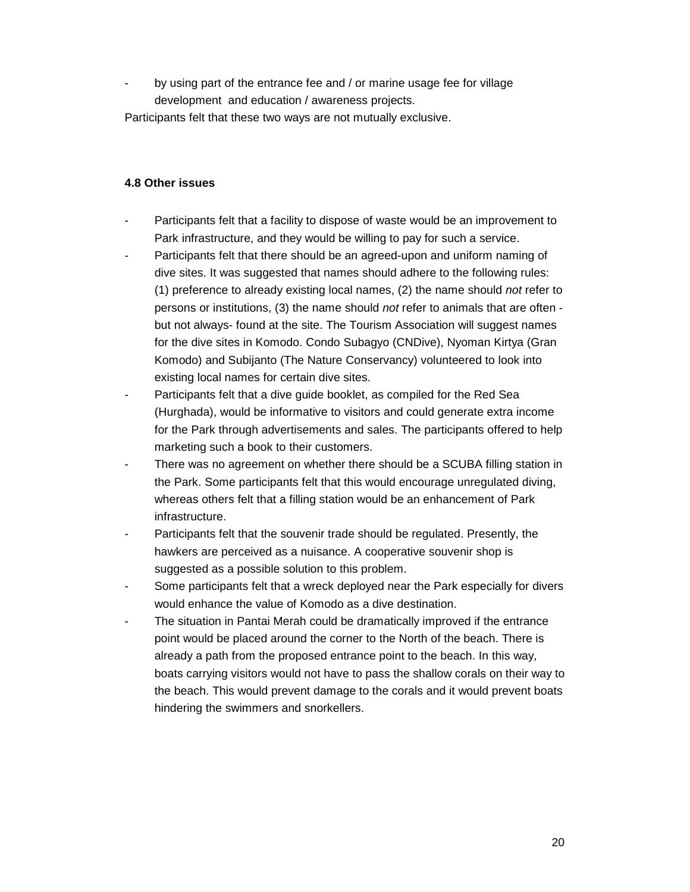- by using part of the entrance fee and / or marine usage fee for village development and education / awareness projects.

Participants felt that these two ways are not mutually exclusive.

#### 4.8 Other issues

- Participants felt that a facility to dispose of waste would be an improvement to Park infrastructure, and they would be willing to pay for such a service.
- Participants felt that there should be an agreed-upon and uniform naming of dive sites. It was suggested that names should adhere to the following rules: (1) preference to already existing local names, (2) the name should *not* refer to persons or institutions, (3) the name should *not* refer to animals that are often - but not always- found at the site. The Tourism Association will suggest names for the dive sites in Komodo. Condo Subagyo (CNDive), Nyoman Kirtya (Gran Komodo) and Subijanto (The Nature Conservancy) volunteered to look into existing local names for certain dive sites.
- Participants felt that a dive guide booklet, as compiled for the Red Sea (Hurghada), would be informative to visitors and could generate extra income for the Park through advertisements and sales. The participants offered to help marketing such a book to their customers.
- There was no agreement on whether there should be a SCUBA filling station in the Park. Some participants felt that this would encourage unregulated diving, whereas others felt that a filling station would be an enhancement of Park infrastructure.
- Participants felt that the souvenir trade should be regulated. Presently, the hawkers are perceived as a nuisance. A cooperative souvenir shop is suggested as a possible solution to this problem.
- Some participants felt that a wreck deployed near the Park especially for divers would enhance the value of Komodo as a dive destination.
- The situation in Pantai Merah could be dramatically improved if the entrance point would be placed around the corner to the North of the beach. There is already a path from the proposed entrance point to the beach. In this way, boats carrying visitors would not have to pass the shallow corals on their way to the beach. This would prevent damage to the corals and it would prevent boats hindering the swimmers and snorkellers.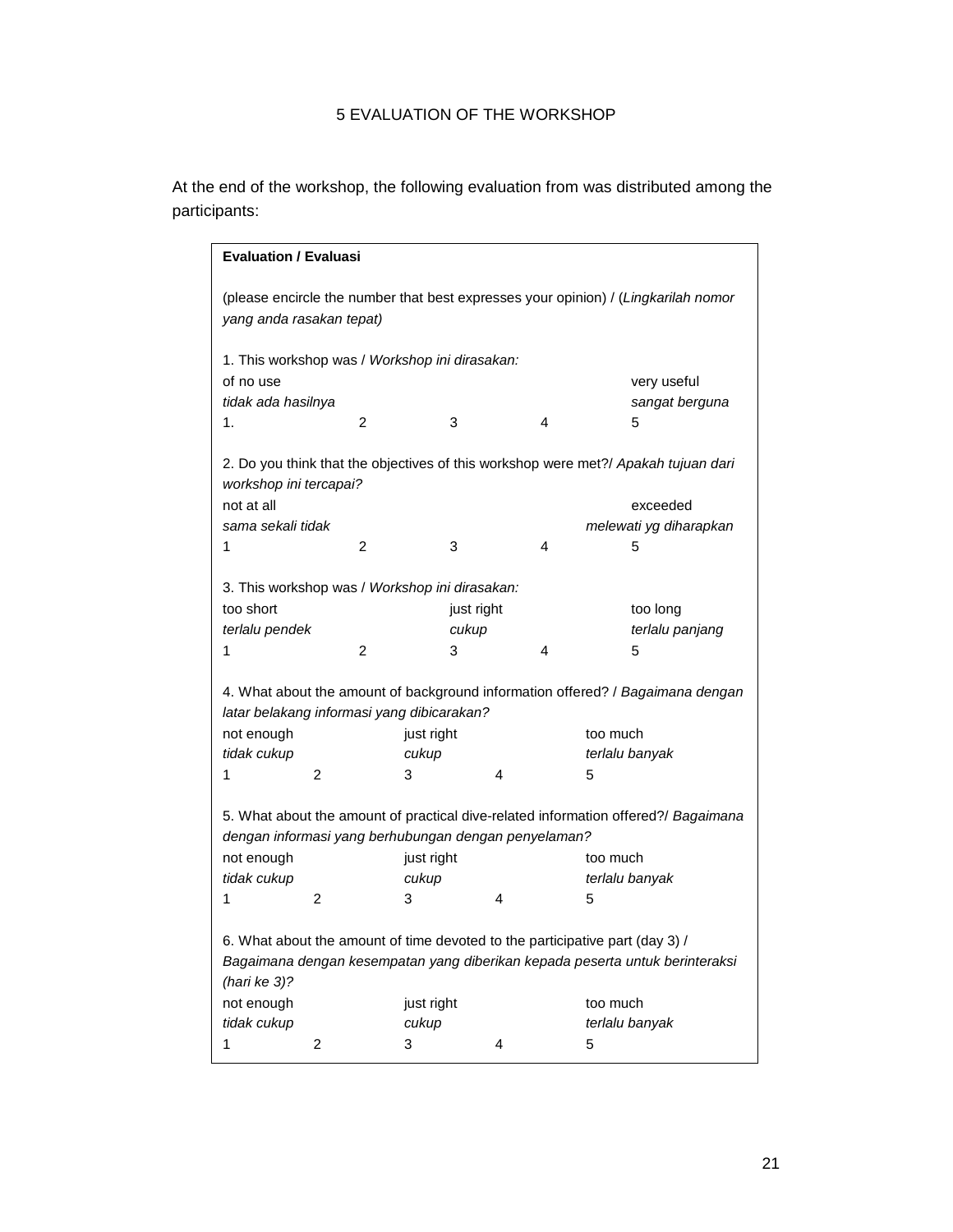# 5 EVALUATION OF THE WORKSHOP

At the end of the workshop, the following evaluation from was distributed among the participants:

**Evaluation / Evaluasi**

(please encircle the number that best expresses your opinion) / (*Lingkarilah nomor yang anda rasakan tepat)*

1. This workshop was / *Workshop ini dirasakan:*

| of no use<br>*tidak ada hasilnya* | | | | very useful<br>*sangat berguna* |
|---|---|---|---|---|
| 1. | 2 | 3 | 4 | 5 |

2. Do you think that the objectives of this workshop were met?/ *Apakah tujuan dari workshop ini tercapai?*

| not at all<br>*sama sekali tidak* | | | | exceeded<br>*melewati yg diharapkan* |
|---|---|---|---|---|
| 1 | 2 | 3 | 4 | 5 |

3. This workshop was / *Workshop ini dirasakan:*

| too short<br>*terlalu pendek* | | just right<br>*cukup* | | too long<br>*terlalu panjang* |
|---|---|---|---|---|
| 1 | 2 | 3 | 4 | 5 |

4. What about the amount of background information offered? / *Bagaimana dengan latar belakang informasi yang dibicarakan?*

| not enough<br>*tidak cukup* | | just right<br>*cukup* | | too much<br>*terlalu banyak* |
|---|---|---|---|---|
| 1 | 2 | 3 | 4 | 5 |

5. What about the amount of practical dive-related information offered?/ *Bagaimana dengan informasi yang berhubungan dengan penyelaman?*

| not enough<br>*tidak cukup* | | just right<br>*cukup* | | too much<br>*terlalu banyak* |
|---|---|---|---|---|
| 1 | 2 | 3 | 4 | 5 |

6. What about the amount of time devoted to the participative part (day 3) / *Bagaimana dengan kesempatan yang diberikan kepada peserta untuk berinteraksi (hari ke 3)?*

| not enough<br>*tidak cukup* | | just right<br>*cukup* | | too much<br>*terlalu banyak* |
|---|---|---|---|---|
| 1 | 2 | 3 | 4 | 5 |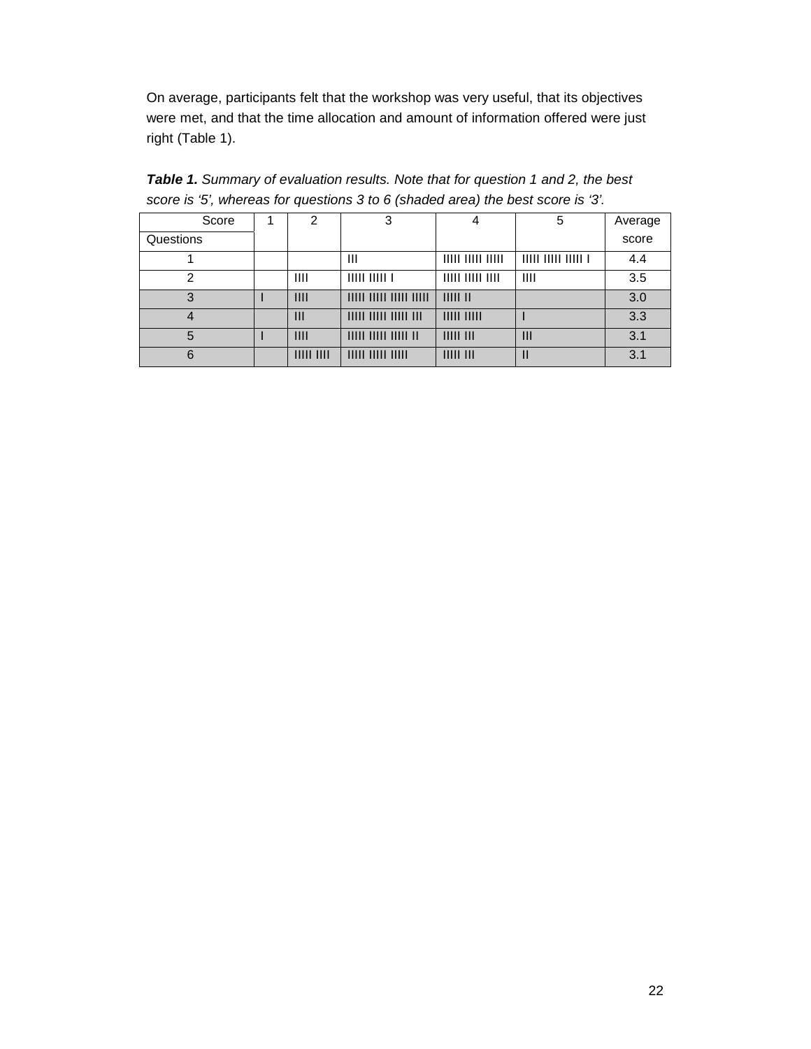On average, participants felt that the workshop was very useful, that its objectives were met, and that the time allocation and amount of information offered were just right (Table 1).

***Table 1.*** *Summary of evaluation results. Note that for question 1 and 2, the best score is '5', whereas for questions 3 to 6 (shaded area) the best score is '3'.*

| Score / Questions | 1 | 2 | 3 | 4 | 5 | Average score |
|---|---|---|---|---|---|---|
| 1 | | | III | IIIII IIIII IIIII | IIIII IIIII IIIII I | 4.4 |
| 2 | | IIII | IIIII IIIII I | IIIII IIIII IIII | IIII | 3.5 |
| 3 | I | IIII | IIIII IIIII IIIII IIIII | IIIII II | | 3.0 |
| 4 | | III | IIIII IIIII IIIII III | IIIII IIIII | I | 3.3 |
| 5 | I | IIII | IIIII IIIII IIIII II | IIIII III | III | 3.1 |
| 6 | | IIIII IIII | IIIII IIIII IIIII | IIIII III | II | 3.1 |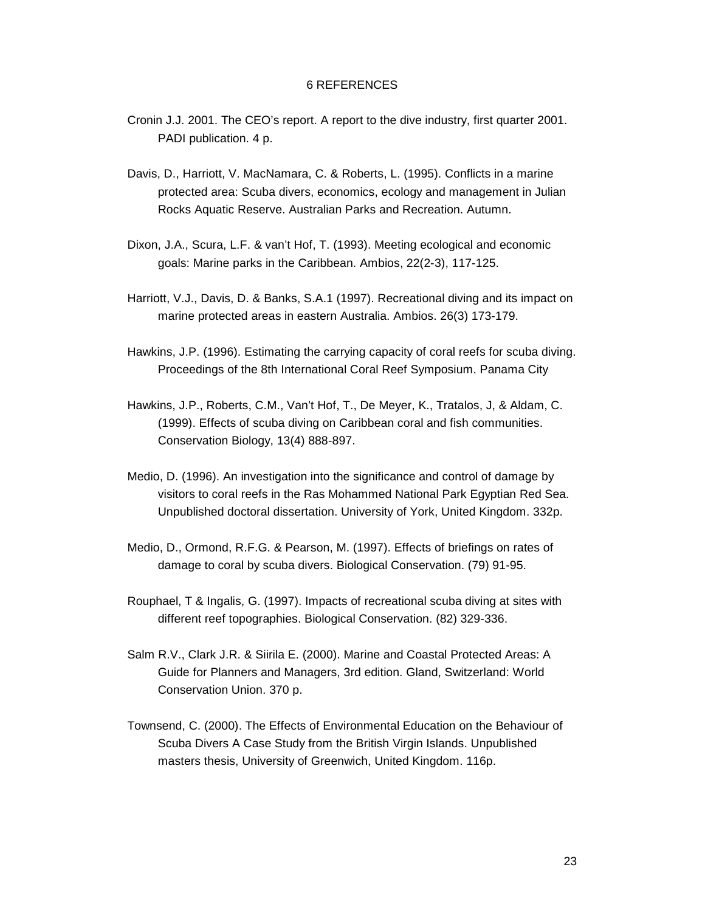# 6 REFERENCES

Cronin J.J. 2001. The CEO's report. A report to the dive industry, first quarter 2001. PADI publication. 4 p.

Davis, D., Harriott, V. MacNamara, C. & Roberts, L. (1995). Conflicts in a marine protected area: Scuba divers, economics, ecology and management in Julian Rocks Aquatic Reserve. Australian Parks and Recreation. Autumn.

Dixon, J.A., Scura, L.F. & van't Hof, T. (1993). Meeting ecological and economic goals: Marine parks in the Caribbean. Ambios, 22(2-3), 117-125.

Harriott, V.J., Davis, D. & Banks, S.A.1 (1997). Recreational diving and its impact on marine protected areas in eastern Australia. Ambios. 26(3) 173-179.

Hawkins, J.P. (1996). Estimating the carrying capacity of coral reefs for scuba diving. Proceedings of the 8th International Coral Reef Symposium. Panama City

Hawkins, J.P., Roberts, C.M., Van't Hof, T., De Meyer, K., Tratalos, J, & Aldam, C. (1999). Effects of scuba diving on Caribbean coral and fish communities. Conservation Biology, 13(4) 888-897.

Medio, D. (1996). An investigation into the significance and control of damage by visitors to coral reefs in the Ras Mohammed National Park Egyptian Red Sea. Unpublished doctoral dissertation. University of York, United Kingdom. 332p.

Medio, D., Ormond, R.F.G. & Pearson, M. (1997). Effects of briefings on rates of damage to coral by scuba divers. Biological Conservation. (79) 91-95.

Rouphael, T & Ingalis, G. (1997). Impacts of recreational scuba diving at sites with different reef topographies. Biological Conservation. (82) 329-336.

Salm R.V., Clark J.R. & Siirila E. (2000). Marine and Coastal Protected Areas: A Guide for Planners and Managers, 3rd edition. Gland, Switzerland: World Conservation Union. 370 p.

Townsend, C. (2000). The Effects of Environmental Education on the Behaviour of Scuba Divers A Case Study from the British Virgin Islands. Unpublished masters thesis, University of Greenwich, United Kingdom. 116p.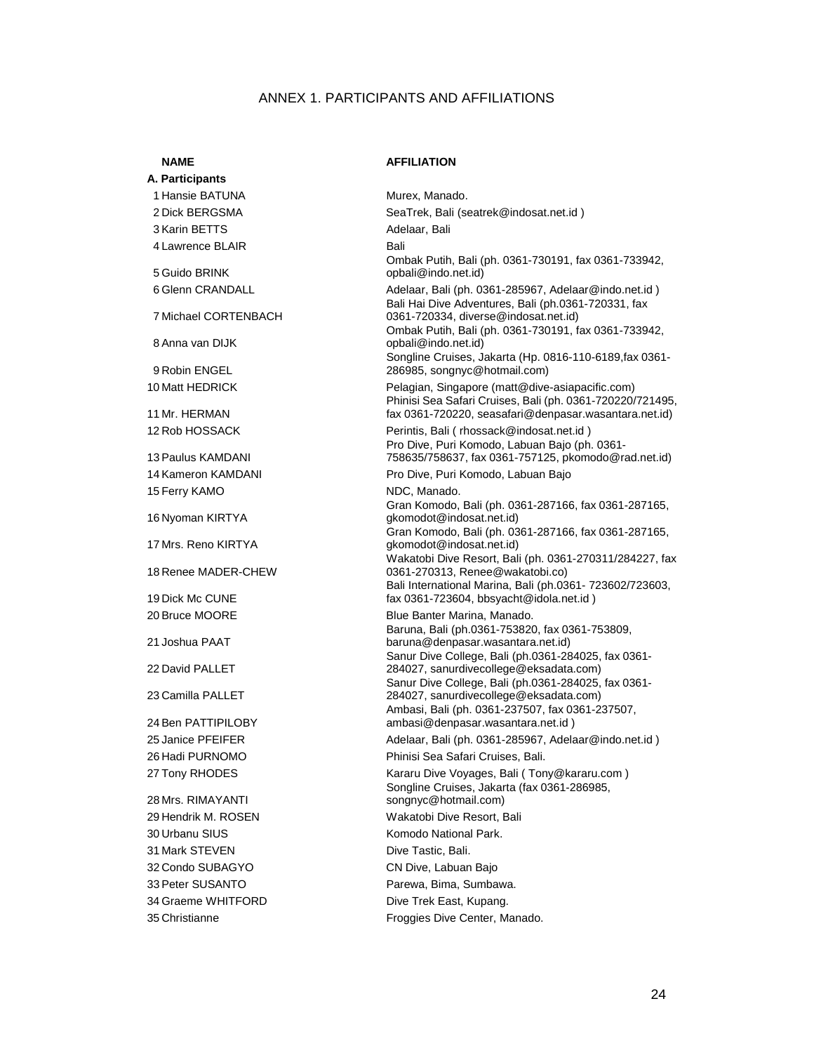# ANNEX 1. PARTICIPANTS AND AFFILIATIONS

| NAME | AFFILIATION |
|---|---|
| **A. Participants** | |
| 1 Hansie BATUNA | Murex, Manado. |
| 2 Dick BERGSMA | SeaTrek, Bali (seatrek@indosat.net.id ) |
| 3 Karin BETTS | Adelaar, Bali |
| 4 Lawrence BLAIR | Bali |
| 5 Guido BRINK | Ombak Putih, Bali (ph. 0361-730191, fax 0361-733942, opbali@indo.net.id) |
| 6 Glenn CRANDALL | Adelaar, Bali (ph. 0361-285967, Adelaar@indo.net.id ) |
| 7 Michael CORTENBACH | Bali Hai Dive Adventures, Bali (ph.0361-720331, fax 0361-720334, diverse@indosat.net.id) |
| 8 Anna van DIJK | Ombak Putih, Bali (ph. 0361-730191, fax 0361-733942, opbali@indo.net.id) |
| 9 Robin ENGEL | Songline Cruises, Jakarta (Hp. 0816-110-6189,fax 0361-286985, songnyc@hotmail.com) |
| 10 Matt HEDRICK | Pelagian, Singapore (matt@dive-asiapacific.com) |
| 11 Mr. HERMAN | Phinisi Sea Safari Cruises, Bali (ph. 0361-720220/721495, fax 0361-720220, seasafari@denpasar.wasantara.net.id) |
| 12 Rob HOSSACK | Perintis, Bali ( rhossack@indosat.net.id ) |
| 13 Paulus KAMDANI | Pro Dive, Puri Komodo, Labuan Bajo (ph. 0361-758635/758637, fax 0361-757125, pkomodo@rad.net.id) |
| 14 Kameron KAMDANI | Pro Dive, Puri Komodo, Labuan Bajo |
| 15 Ferry KAMO | NDC, Manado. |
| 16 Nyoman KIRTYA | Gran Komodo, Bali (ph. 0361-287166, fax 0361-287165, gkomodot@indosat.net.id) |
| 17 Mrs. Reno KIRTYA | Gran Komodo, Bali (ph. 0361-287166, fax 0361-287165, gkomodot@indosat.net.id) |
| 18 Renee MADER-CHEW | Wakatobi Dive Resort, Bali (ph. 0361-270311/284227, fax 0361-270313, Renee@wakatobi.co) |
| 19 Dick Mc CUNE | Bali International Marina, Bali (ph.0361- 723602/723603, fax 0361-723604, bbsyacht@idola.net.id ) |
| 20 Bruce MOORE | Blue Banter Marina, Manado. |
| 21 Joshua PAAT | Baruna, Bali (ph.0361-753820, fax 0361-753809, baruna@denpasar.wasantara.net.id) |
| 22 David PALLET | Sanur Dive College, Bali (ph.0361-284025, fax 0361-284027, sanurdivecollege@eksadata.com) |
| 23 Camilla PALLET | Sanur Dive College, Bali (ph.0361-284025, fax 0361-284027, sanurdivecollege@eksadata.com) |
| 24 Ben PATTIPILOBY | Ambasi, Bali (ph. 0361-237507, fax 0361-237507, ambasi@denpasar.wasantara.net.id ) |
| 25 Janice PFEIFER | Adelaar, Bali (ph. 0361-285967, Adelaar@indo.net.id ) |
| 26 Hadi PURNOMO | Phinisi Sea Safari Cruises, Bali. |
| 27 Tony RHODES | Kararu Dive Voyages, Bali ( Tony@kararu.com ) |
| 28 Mrs. RIMAYANTI | Songline Cruises, Jakarta (fax 0361-286985, songnyc@hotmail.com) |
| 29 Hendrik M. ROSEN | Wakatobi Dive Resort, Bali |
| 30 Urbanu SIUS | Komodo National Park. |
| 31 Mark STEVEN | Dive Tastic, Bali. |
| 32 Condo SUBAGYO | CN Dive, Labuan Bajo |
| 33 Peter SUSANTO | Parewa, Bima, Sumbawa. |
| 34 Graeme WHITFORD | Dive Trek East, Kupang. |
| 35 Christianne | Froggies Dive Center, Manado. |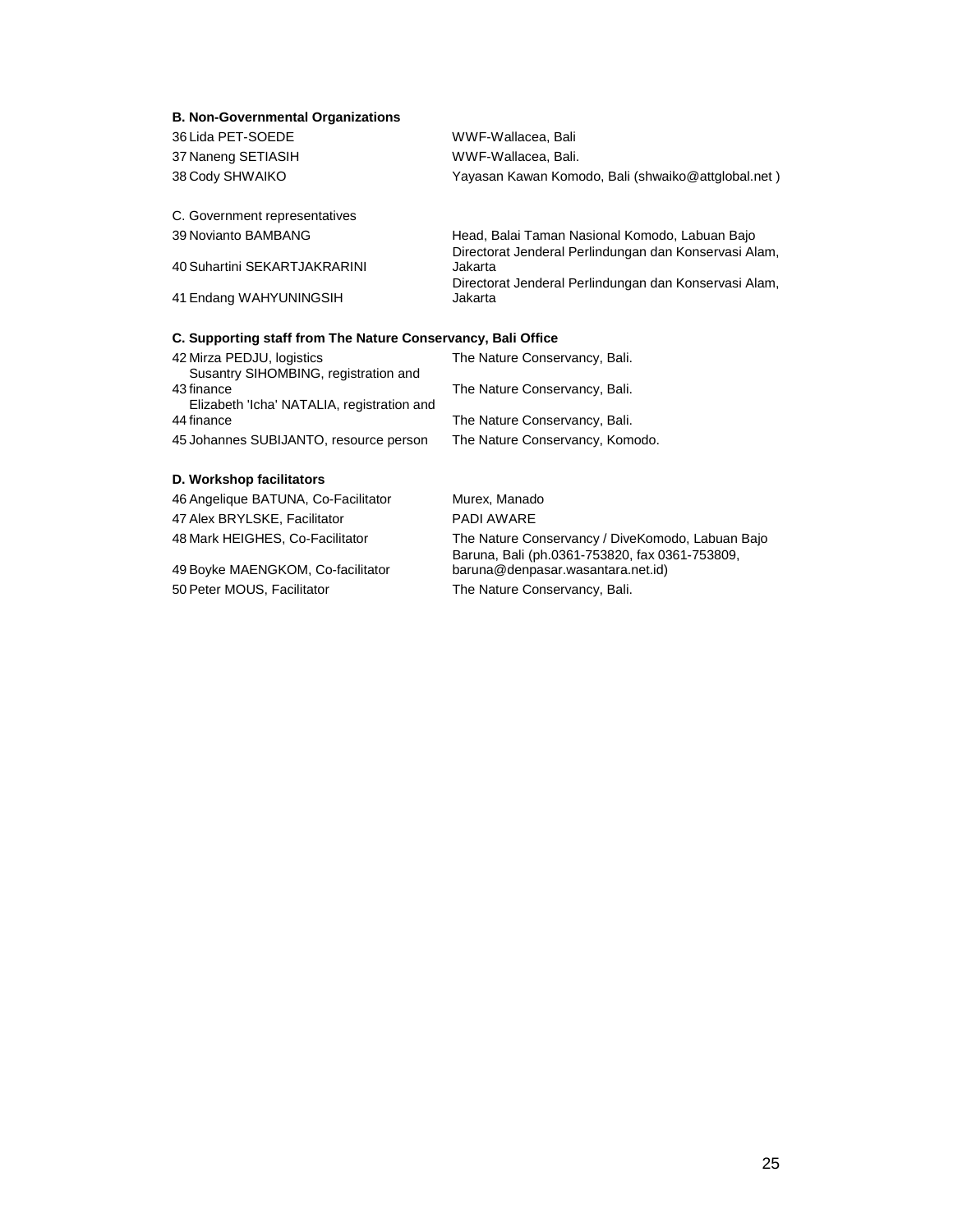**B. Non-Governmental Organizations**

| | |
|---|---|
| 36 Lida PET-SOEDE | WWF-Wallacea, Bali |
| 37 Naneng SETIASIH | WWF-Wallacea, Bali. |
| 38 Cody SHWAIKO | Yayasan Kawan Komodo, Bali (shwaiko@attglobal.net ) |

C. Government representatives

| | |
|---|---|
| 39 Novianto BAMBANG | Head, Balai Taman Nasional Komodo, Labuan Bajo |
| 40 Suhartini SEKARTJAKRARINI | Directorat Jenderal Perlindungan dan Konservasi Alam, Jakarta |
| 41 Endang WAHYUNINGSIH | Directorat Jenderal Perlindungan dan Konservasi Alam, Jakarta |

**C. Supporting staff from The Nature Conservancy, Bali Office**

| | |
|---|---|
| 42 Mirza PEDJU, logistics | The Nature Conservancy, Bali. |
| 43 Susantry SIHOMBING, registration and finance | The Nature Conservancy, Bali. |
| 44 Elizabeth 'Icha' NATALIA, registration and finance | The Nature Conservancy, Bali. |
| 45 Johannes SUBIJANTO, resource person | The Nature Conservancy, Komodo. |

**D. Workshop facilitators**

| | |
|---|---|
| 46 Angelique BATUNA, Co-Facilitator | Murex, Manado |
| 47 Alex BRYLSKE, Facilitator | PADI AWARE |
| 48 Mark HEIGHES, Co-Facilitator | The Nature Conservancy / DiveKomodo, Labuan Bajo |
| 49 Boyke MAENGKOM, Co-facilitator | Baruna, Bali (ph.0361-753820, fax 0361-753809, baruna@denpasar.wasantara.net.id) |
| 50 Peter MOUS, Facilitator | The Nature Conservancy, Bali. |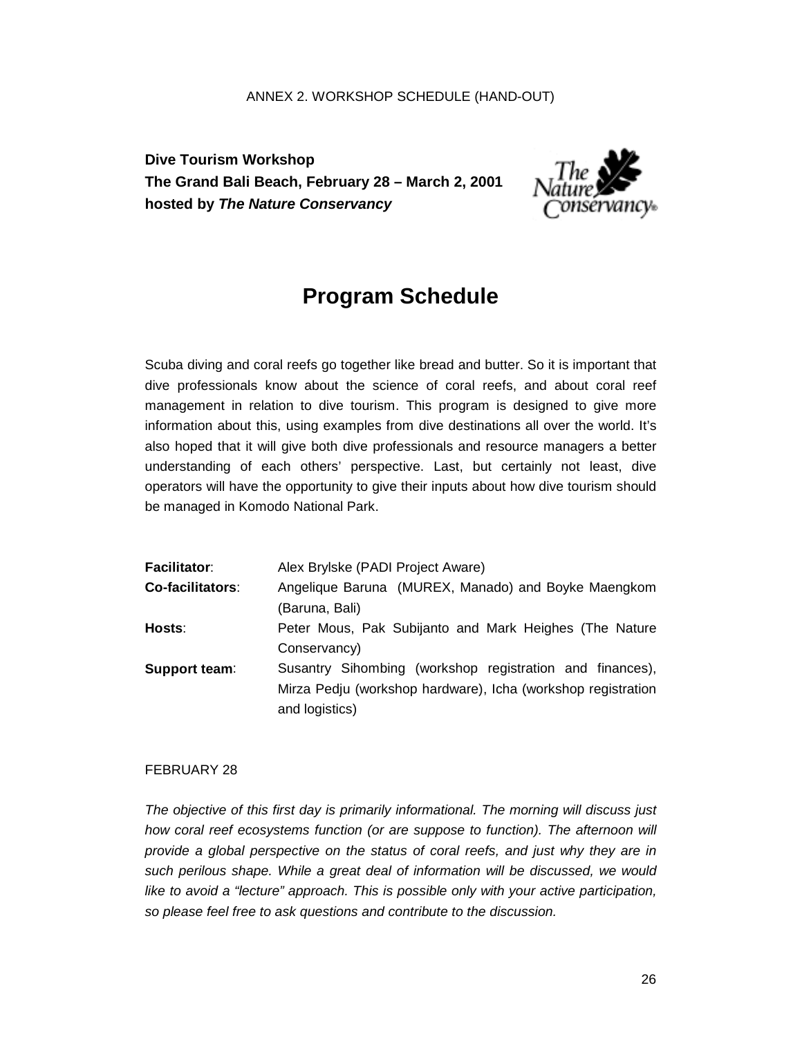ANNEX 2. WORKSHOP SCHEDULE (HAND-OUT)

**Dive Tourism Workshop**
**The Grand Bali Beach, February 28 – March 2, 2001**
**hosted by *The Nature Conservancy***

# Program Schedule

Scuba diving and coral reefs go together like bread and butter. So it is important that dive professionals know about the science of coral reefs, and about coral reef management in relation to dive tourism. This program is designed to give more information about this, using examples from dive destinations all over the world. It's also hoped that it will give both dive professionals and resource managers a better understanding of each others' perspective. Last, but certainly not least, dive operators will have the opportunity to give their inputs about how dive tourism should be managed in Komodo National Park.

| | |
|---|---|
| **Facilitator**: | Alex Brylske (PADI Project Aware) |
| **Co-facilitators**: | Angelique Baruna (MUREX, Manado) and Boyke Maengkom (Baruna, Bali) |
| **Hosts**: | Peter Mous, Pak Subijanto and Mark Heighes (The Nature Conservancy) |
| **Support team**: | Susantry Sihombing (workshop registration and finances), Mirza Pedju (workshop hardware), Icha (workshop registration and logistics) |

FEBRUARY 28

*The objective of this first day is primarily informational. The morning will discuss just how coral reef ecosystems function (or are suppose to function). The afternoon will provide a global perspective on the status of coral reefs, and just why they are in such perilous shape. While a great deal of information will be discussed, we would like to avoid a "lecture" approach. This is possible only with your active participation, so please feel free to ask questions and contribute to the discussion.*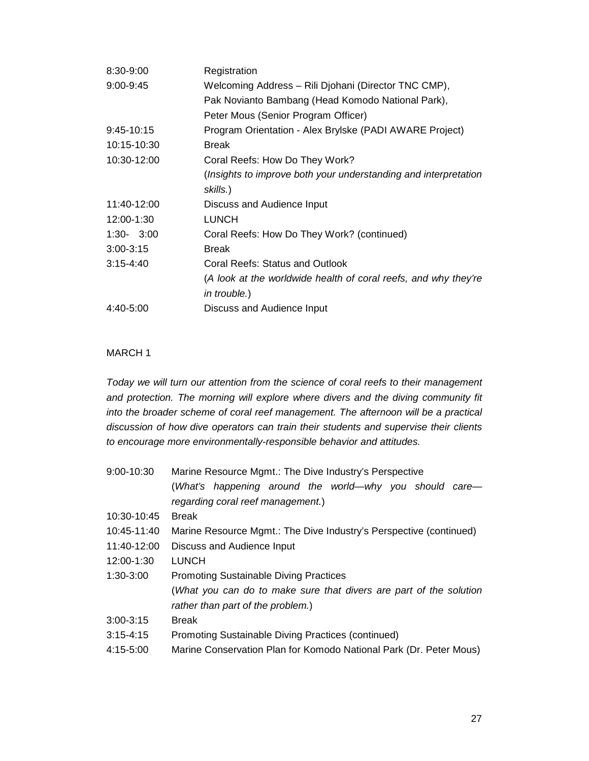| | |
|---|---|
| 8:30-9:00 | Registration |
| 9:00-9:45 | Welcoming Address – Rili Djohani (Director TNC CMP), Pak Novianto Bambang (Head Komodo National Park), Peter Mous (Senior Program Officer) |
| 9:45-10:15 | Program Orientation - Alex Brylske (PADI AWARE Project) |
| 10:15-10:30 | Break |
| 10:30-12:00 | Coral Reefs: How Do They Work? (*Insights to improve both your understanding and interpretation skills.*) |
| 11:40-12:00 | Discuss and Audience Input |
| 12:00-1:30 | LUNCH |
| 1:30- 3:00 | Coral Reefs: How Do They Work? (continued) |
| 3:00-3:15 | Break |
| 3:15-4:40 | Coral Reefs: Status and Outlook (*A look at the worldwide health of coral reefs, and why they're in trouble.*) |
| 4:40-5:00 | Discuss and Audience Input |

MARCH 1

*Today we will turn our attention from the science of coral reefs to their management and protection. The morning will explore where divers and the diving community fit into the broader scheme of coral reef management. The afternoon will be a practical discussion of how dive operators can train their students and supervise their clients to encourage more environmentally-responsible behavior and attitudes.*

| | |
|---|---|
| 9:00-10:30 | Marine Resource Mgmt.: The Dive Industry's Perspective (*What's happening around the world—why you should care—regarding coral reef management.*) |
| 10:30-10:45 | Break |
| 10:45-11:40 | Marine Resource Mgmt.: The Dive Industry's Perspective (continued) |
| 11:40-12:00 | Discuss and Audience Input |
| 12:00-1:30 | LUNCH |
| 1:30-3:00 | Promoting Sustainable Diving Practices (*What you can do to make sure that divers are part of the solution rather than part of the problem.*) |
| 3:00-3:15 | Break |
| 3:15-4:15 | Promoting Sustainable Diving Practices (continued) |
| 4:15-5:00 | Marine Conservation Plan for Komodo National Park (Dr. Peter Mous) |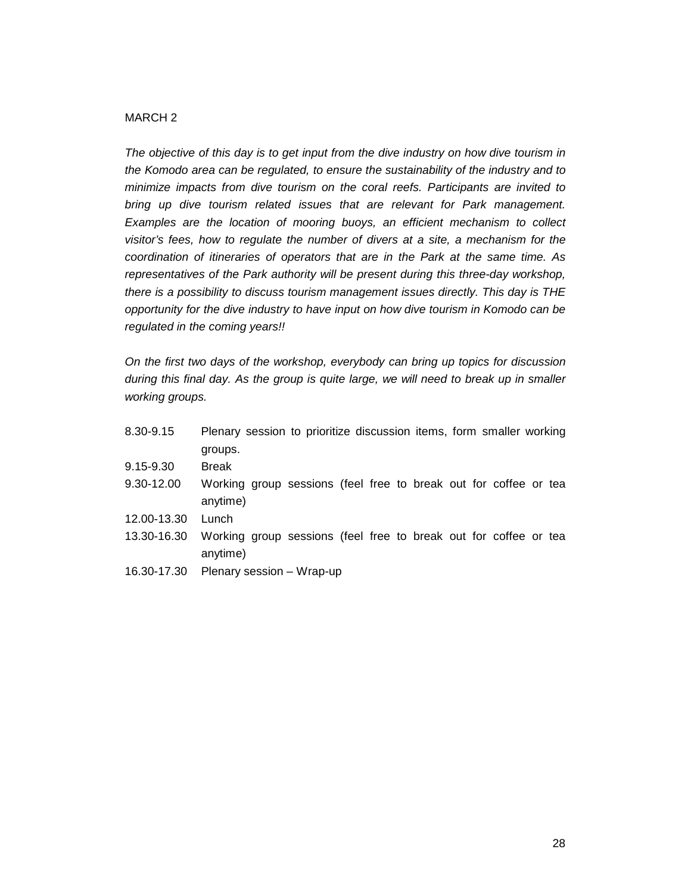MARCH 2

*The objective of this day is to get input from the dive industry on how dive tourism in the Komodo area can be regulated, to ensure the sustainability of the industry and to minimize impacts from dive tourism on the coral reefs. Participants are invited to bring up dive tourism related issues that are relevant for Park management. Examples are the location of mooring buoys, an efficient mechanism to collect visitor's fees, how to regulate the number of divers at a site, a mechanism for the coordination of itineraries of operators that are in the Park at the same time. As representatives of the Park authority will be present during this three-day workshop, there is a possibility to discuss tourism management issues directly. This day is THE opportunity for the dive industry to have input on how dive tourism in Komodo can be regulated in the coming years!!*

*On the first two days of the workshop, everybody can bring up topics for discussion during this final day. As the group is quite large, we will need to break up in smaller working groups.*

| | |
|---|---|
| 8.30-9.15 | Plenary session to prioritize discussion items, form smaller working groups. |
| 9.15-9.30 | Break |
| 9.30-12.00 | Working group sessions (feel free to break out for coffee or tea anytime) |
| 12.00-13.30 | Lunch |
| 13.30-16.30 | Working group sessions (feel free to break out for coffee or tea anytime) |
| 16.30-17.30 | Plenary session – Wrap-up |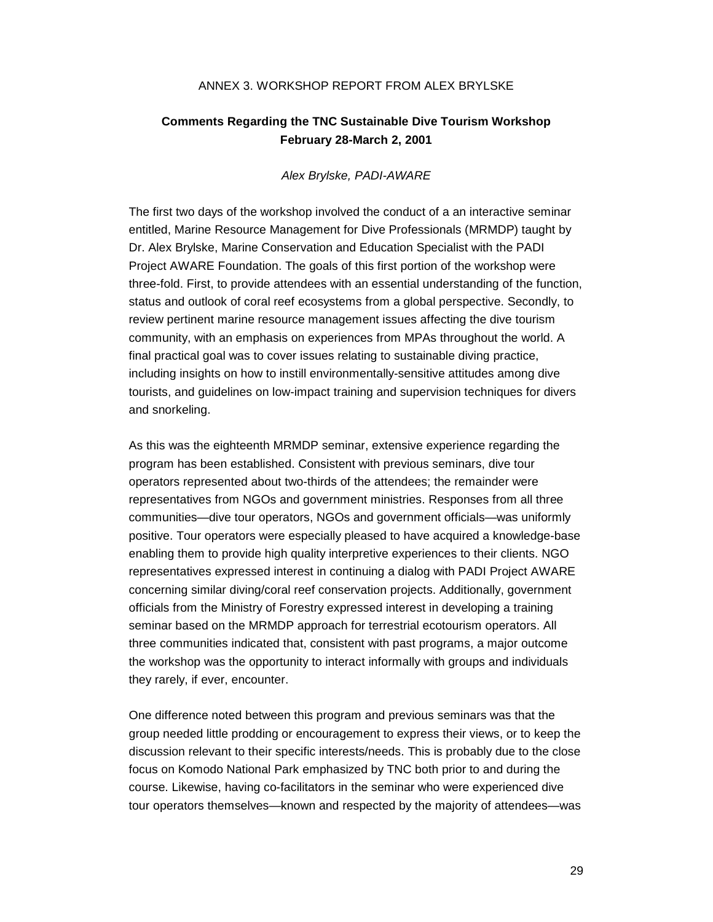ANNEX 3. WORKSHOP REPORT FROM ALEX BRYLSKE

## Comments Regarding the TNC Sustainable Dive Tourism Workshop February 28-March 2, 2001

*Alex Brylske, PADI-AWARE*

The first two days of the workshop involved the conduct of a an interactive seminar entitled, Marine Resource Management for Dive Professionals (MRMDP) taught by Dr. Alex Brylske, Marine Conservation and Education Specialist with the PADI Project AWARE Foundation. The goals of this first portion of the workshop were three-fold. First, to provide attendees with an essential understanding of the function, status and outlook of coral reef ecosystems from a global perspective. Secondly, to review pertinent marine resource management issues affecting the dive tourism community, with an emphasis on experiences from MPAs throughout the world. A final practical goal was to cover issues relating to sustainable diving practice, including insights on how to instill environmentally-sensitive attitudes among dive tourists, and guidelines on low-impact training and supervision techniques for divers and snorkeling.

As this was the eighteenth MRMDP seminar, extensive experience regarding the program has been established. Consistent with previous seminars, dive tour operators represented about two-thirds of the attendees; the remainder were representatives from NGOs and government ministries. Responses from all three communities—dive tour operators, NGOs and government officials—was uniformly positive. Tour operators were especially pleased to have acquired a knowledge-base enabling them to provide high quality interpretive experiences to their clients. NGO representatives expressed interest in continuing a dialog with PADI Project AWARE concerning similar diving/coral reef conservation projects. Additionally, government officials from the Ministry of Forestry expressed interest in developing a training seminar based on the MRMDP approach for terrestrial ecotourism operators. All three communities indicated that, consistent with past programs, a major outcome the workshop was the opportunity to interact informally with groups and individuals they rarely, if ever, encounter.

One difference noted between this program and previous seminars was that the group needed little prodding or encouragement to express their views, or to keep the discussion relevant to their specific interests/needs. This is probably due to the close focus on Komodo National Park emphasized by TNC both prior to and during the course. Likewise, having co-facilitators in the seminar who were experienced dive tour operators themselves—known and respected by the majority of attendees—was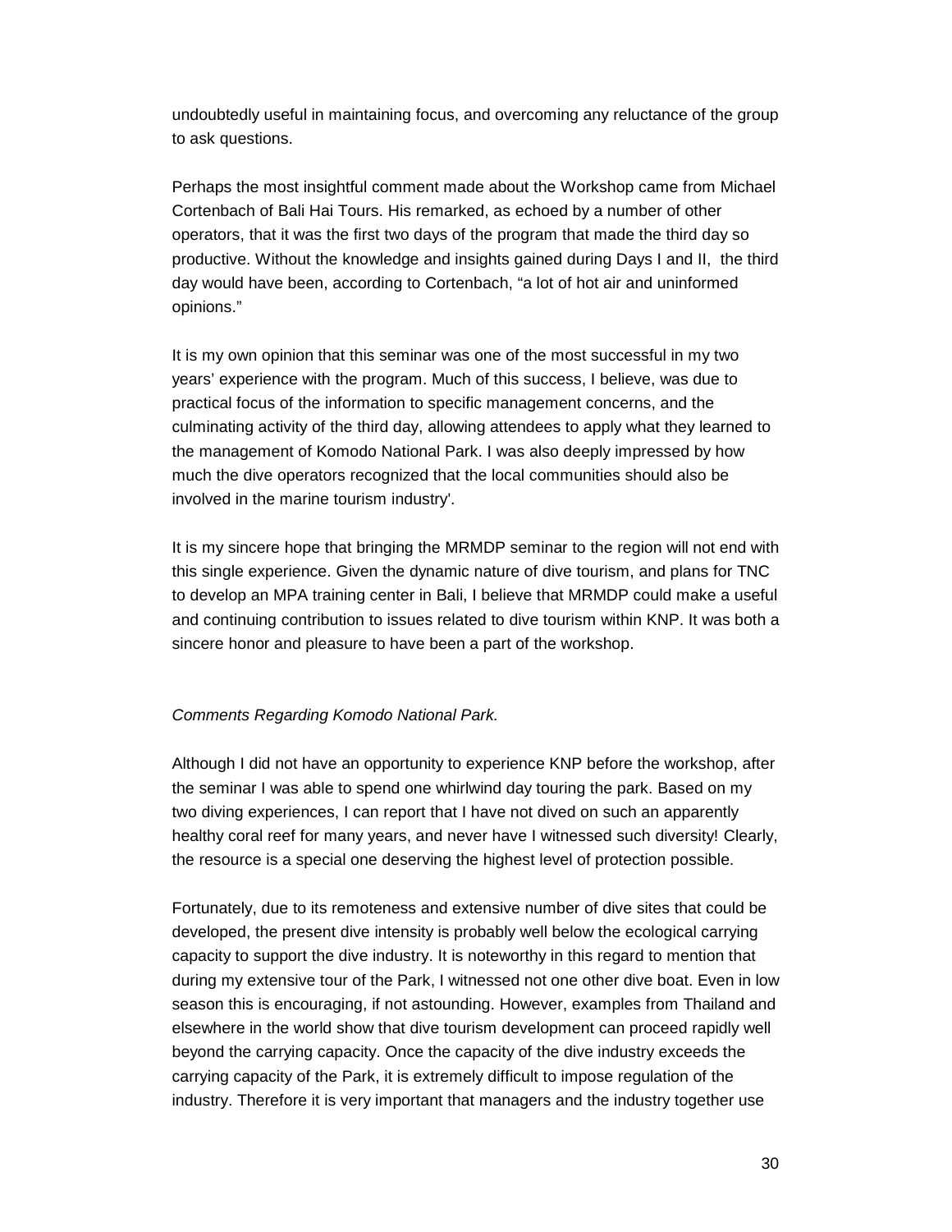undoubtedly useful in maintaining focus, and overcoming any reluctance of the group to ask questions.

Perhaps the most insightful comment made about the Workshop came from Michael Cortenbach of Bali Hai Tours. His remarked, as echoed by a number of other operators, that it was the first two days of the program that made the third day so productive. Without the knowledge and insights gained during Days I and II, the third day would have been, according to Cortenbach, "a lot of hot air and uninformed opinions."

It is my own opinion that this seminar was one of the most successful in my two years' experience with the program. Much of this success, I believe, was due to practical focus of the information to specific management concerns, and the culminating activity of the third day, allowing attendees to apply what they learned to the management of Komodo National Park. I was also deeply impressed by how much the dive operators recognized that the local communities should also be involved in the marine tourism industry'.

It is my sincere hope that bringing the MRMDP seminar to the region will not end with this single experience. Given the dynamic nature of dive tourism, and plans for TNC to develop an MPA training center in Bali, I believe that MRMDP could make a useful and continuing contribution to issues related to dive tourism within KNP. It was both a sincere honor and pleasure to have been a part of the workshop.

*Comments Regarding Komodo National Park.*

Although I did not have an opportunity to experience KNP before the workshop, after the seminar I was able to spend one whirlwind day touring the park. Based on my two diving experiences, I can report that I have not dived on such an apparently healthy coral reef for many years, and never have I witnessed such diversity! Clearly, the resource is a special one deserving the highest level of protection possible.

Fortunately, due to its remoteness and extensive number of dive sites that could be developed, the present dive intensity is probably well below the ecological carrying capacity to support the dive industry. It is noteworthy in this regard to mention that during my extensive tour of the Park, I witnessed not one other dive boat. Even in low season this is encouraging, if not astounding. However, examples from Thailand and elsewhere in the world show that dive tourism development can proceed rapidly well beyond the carrying capacity. Once the capacity of the dive industry exceeds the carrying capacity of the Park, it is extremely difficult to impose regulation of the industry. Therefore it is very important that managers and the industry together use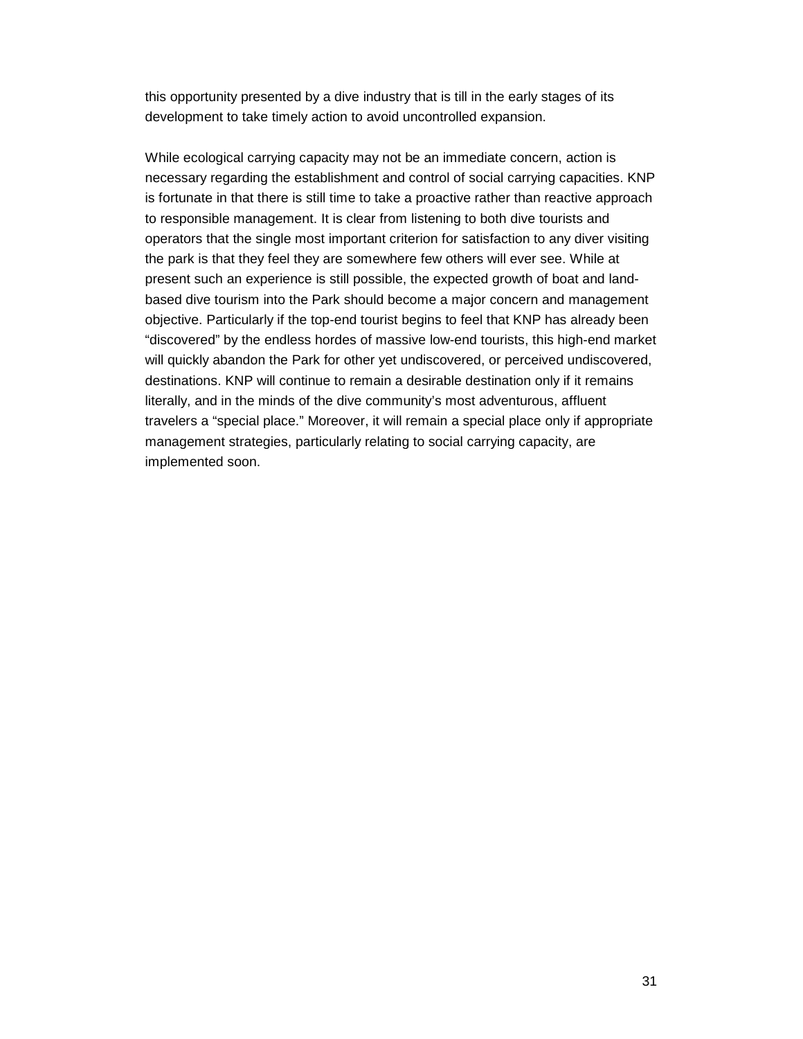this opportunity presented by a dive industry that is till in the early stages of its development to take timely action to avoid uncontrolled expansion.

While ecological carrying capacity may not be an immediate concern, action is necessary regarding the establishment and control of social carrying capacities. KNP is fortunate in that there is still time to take a proactive rather than reactive approach to responsible management. It is clear from listening to both dive tourists and operators that the single most important criterion for satisfaction to any diver visiting the park is that they feel they are somewhere few others will ever see. While at present such an experience is still possible, the expected growth of boat and land-based dive tourism into the Park should become a major concern and management objective. Particularly if the top-end tourist begins to feel that KNP has already been "discovered" by the endless hordes of massive low-end tourists, this high-end market will quickly abandon the Park for other yet undiscovered, or perceived undiscovered, destinations. KNP will continue to remain a desirable destination only if it remains literally, and in the minds of the dive community's most adventurous, affluent travelers a "special place." Moreover, it will remain a special place only if appropriate management strategies, particularly relating to social carrying capacity, are implemented soon.